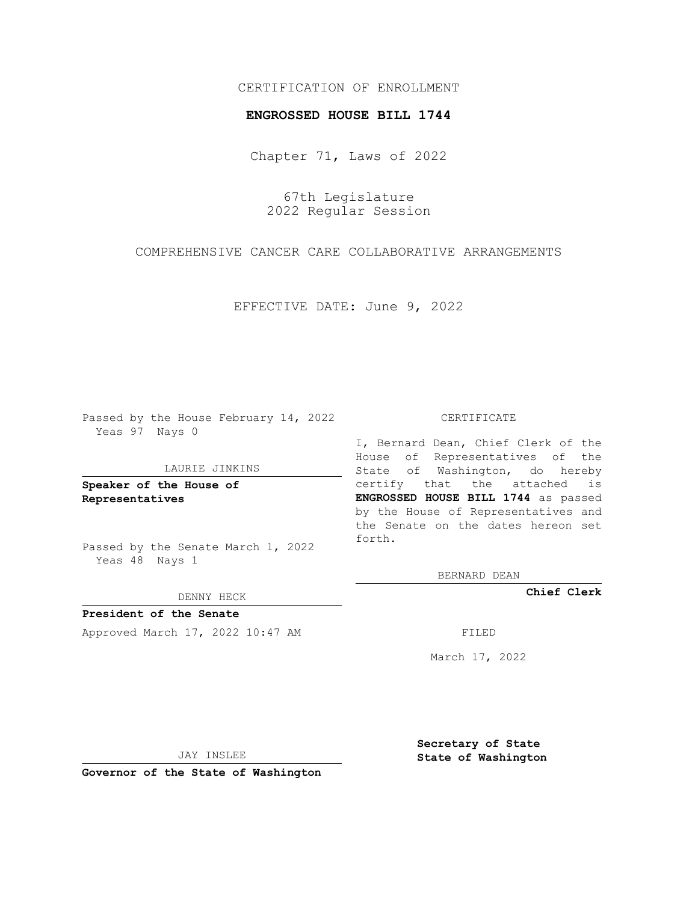CERTIFICATION OF ENROLLMENT

**ENGROSSED HOUSE BILL 1744**

Chapter 71, Laws of 2022

67th Legislature
2022 Regular Session

COMPREHENSIVE CANCER CARE COLLABORATIVE ARRANGEMENTS

EFFECTIVE DATE: June 9, 2022

Passed by the House February 14, 2022
Yeas 97 Nays 0

LAURIE JINKINS

**Speaker of the House of Representatives**

Passed by the Senate March 1, 2022
Yeas 48 Nays 1

DENNY HECK

**President of the Senate**

Approved March 17, 2022 10:47 AM

JAY INSLEE

**Governor of the State of Washington**

CERTIFICATE

I, Bernard Dean, Chief Clerk of the House of Representatives of the State of Washington, do hereby certify that the attached is **ENGROSSED HOUSE BILL 1744** as passed by the House of Representatives and the Senate on the dates hereon set forth.

BERNARD DEAN

**Chief Clerk**

FILED

March 17, 2022

**Secretary of State**
**State of Washington**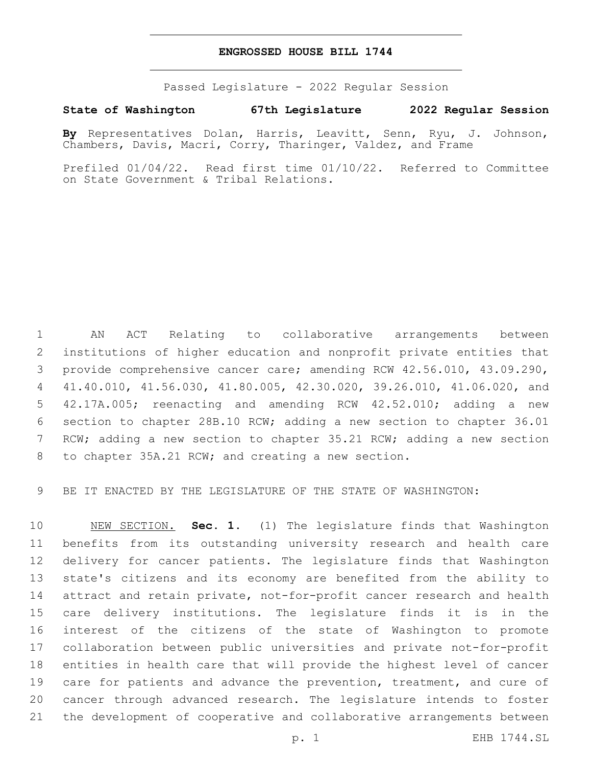# ENGROSSED HOUSE BILL 1744

Passed Legislature - 2022 Regular Session

**State of Washington 67th Legislature 2022 Regular Session**

**By** Representatives Dolan, Harris, Leavitt, Senn, Ryu, J. Johnson, Chambers, Davis, Macri, Corry, Tharinger, Valdez, and Frame

Prefiled 01/04/22. Read first time 01/10/22. Referred to Committee on State Government & Tribal Relations.

1 AN ACT Relating to collaborative arrangements between
2 institutions of higher education and nonprofit private entities that
3 provide comprehensive cancer care; amending RCW 42.56.010, 43.09.290,
4 41.40.010, 41.56.030, 41.80.005, 42.30.020, 39.26.010, 41.06.020, and
5 42.17A.005; reenacting and amending RCW 42.52.010; adding a new
6 section to chapter 28B.10 RCW; adding a new section to chapter 36.01
7 RCW; adding a new section to chapter 35.21 RCW; adding a new section
8 to chapter 35A.21 RCW; and creating a new section.

9 BE IT ENACTED BY THE LEGISLATURE OF THE STATE OF WASHINGTON:

10 NEW SECTION. **Sec. 1.** (1) The legislature finds that Washington
11 benefits from its outstanding university research and health care
12 delivery for cancer patients. The legislature finds that Washington
13 state's citizens and its economy are benefited from the ability to
14 attract and retain private, not-for-profit cancer research and health
15 care delivery institutions. The legislature finds it is in the
16 interest of the citizens of the state of Washington to promote
17 collaboration between public universities and private not-for-profit
18 entities in health care that will provide the highest level of cancer
19 care for patients and advance the prevention, treatment, and cure of
20 cancer through advanced research. The legislature intends to foster
21 the development of cooperative and collaborative arrangements between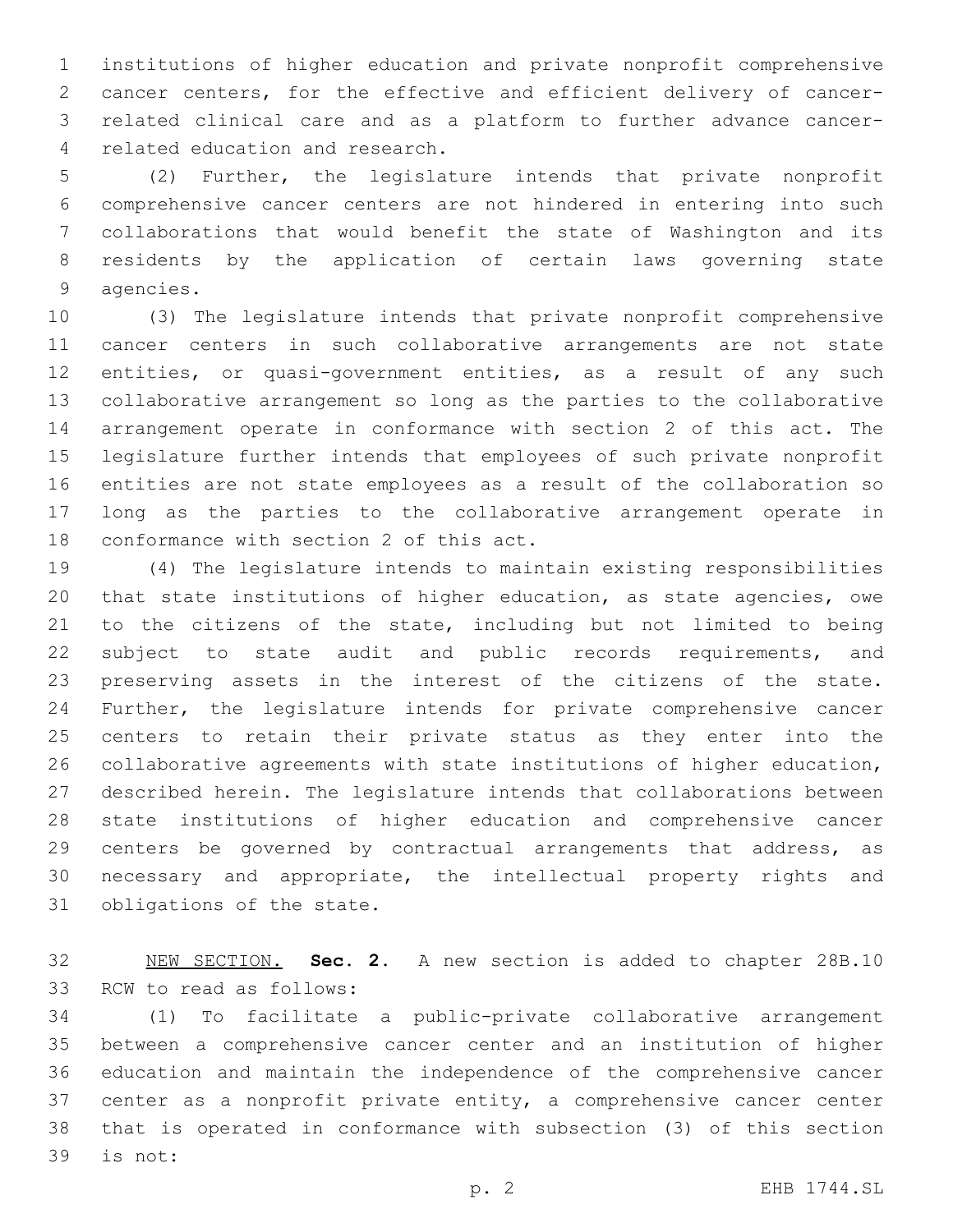institutions of higher education and private nonprofit comprehensive cancer centers, for the effective and efficient delivery of cancer-related clinical care and as a platform to further advance cancer-related education and research.

(2) Further, the legislature intends that private nonprofit comprehensive cancer centers are not hindered in entering into such collaborations that would benefit the state of Washington and its residents by the application of certain laws governing state agencies.

(3) The legislature intends that private nonprofit comprehensive cancer centers in such collaborative arrangements are not state entities, or quasi-government entities, as a result of any such collaborative arrangement so long as the parties to the collaborative arrangement operate in conformance with section 2 of this act. The legislature further intends that employees of such private nonprofit entities are not state employees as a result of the collaboration so long as the parties to the collaborative arrangement operate in conformance with section 2 of this act.

(4) The legislature intends to maintain existing responsibilities that state institutions of higher education, as state agencies, owe to the citizens of the state, including but not limited to being subject to state audit and public records requirements, and preserving assets in the interest of the citizens of the state. Further, the legislature intends for private comprehensive cancer centers to retain their private status as they enter into the collaborative agreements with state institutions of higher education, described herein. The legislature intends that collaborations between state institutions of higher education and comprehensive cancer centers be governed by contractual arrangements that address, as necessary and appropriate, the intellectual property rights and obligations of the state.

NEW SECTION. **Sec. 2.** A new section is added to chapter 28B.10 RCW to read as follows:

(1) To facilitate a public-private collaborative arrangement between a comprehensive cancer center and an institution of higher education and maintain the independence of the comprehensive cancer center as a nonprofit private entity, a comprehensive cancer center that is operated in conformance with subsection (3) of this section is not: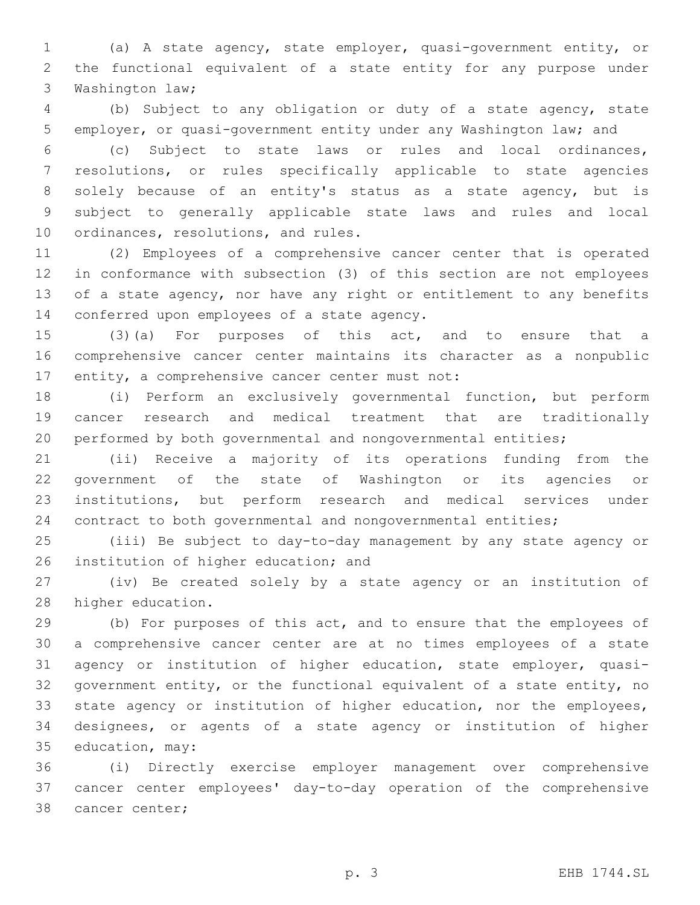(a) A state agency, state employer, quasi-government entity, or the functional equivalent of a state entity for any purpose under Washington law;

(b) Subject to any obligation or duty of a state agency, state employer, or quasi-government entity under any Washington law; and

(c) Subject to state laws or rules and local ordinances, resolutions, or rules specifically applicable to state agencies solely because of an entity's status as a state agency, but is subject to generally applicable state laws and rules and local ordinances, resolutions, and rules.

(2) Employees of a comprehensive cancer center that is operated in conformance with subsection (3) of this section are not employees of a state agency, nor have any right or entitlement to any benefits conferred upon employees of a state agency.

(3)(a) For purposes of this act, and to ensure that a comprehensive cancer center maintains its character as a nonpublic entity, a comprehensive cancer center must not:

(i) Perform an exclusively governmental function, but perform cancer research and medical treatment that are traditionally performed by both governmental and nongovernmental entities;

(ii) Receive a majority of its operations funding from the government of the state of Washington or its agencies or institutions, but perform research and medical services under contract to both governmental and nongovernmental entities;

(iii) Be subject to day-to-day management by any state agency or institution of higher education; and

(iv) Be created solely by a state agency or an institution of higher education.

(b) For purposes of this act, and to ensure that the employees of a comprehensive cancer center are at no times employees of a state agency or institution of higher education, state employer, quasi-government entity, or the functional equivalent of a state entity, no state agency or institution of higher education, nor the employees, designees, or agents of a state agency or institution of higher education, may:

(i) Directly exercise employer management over comprehensive cancer center employees' day-to-day operation of the comprehensive cancer center;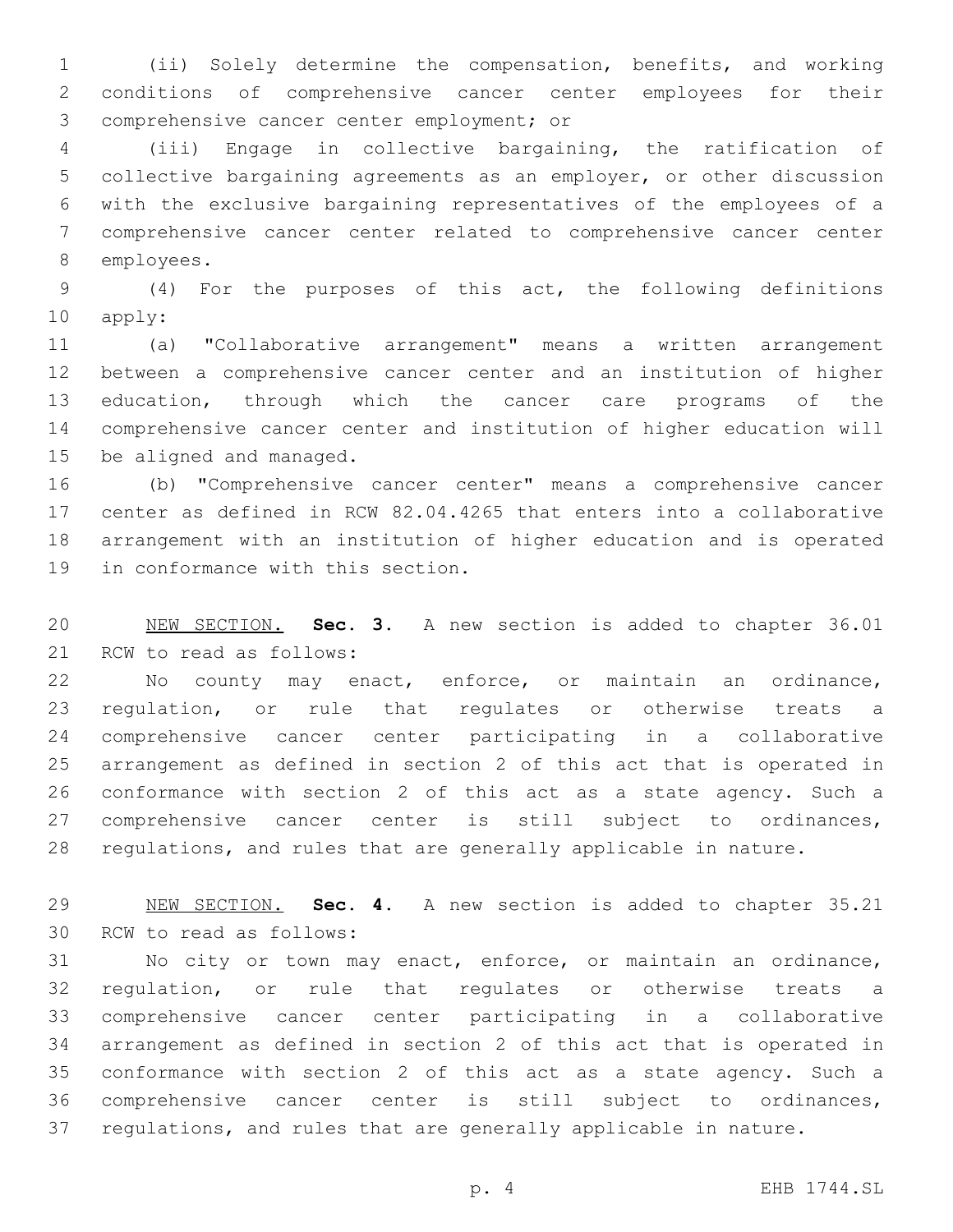(ii) Solely determine the compensation, benefits, and working conditions of comprehensive cancer center employees for their comprehensive cancer center employment; or

(iii) Engage in collective bargaining, the ratification of collective bargaining agreements as an employer, or other discussion with the exclusive bargaining representatives of the employees of a comprehensive cancer center related to comprehensive cancer center employees.

(4) For the purposes of this act, the following definitions apply:

(a) "Collaborative arrangement" means a written arrangement between a comprehensive cancer center and an institution of higher education, through which the cancer care programs of the comprehensive cancer center and institution of higher education will be aligned and managed.

(b) "Comprehensive cancer center" means a comprehensive cancer center as defined in RCW 82.04.4265 that enters into a collaborative arrangement with an institution of higher education and is operated in conformance with this section.

NEW SECTION. **Sec. 3.** A new section is added to chapter 36.01 RCW to read as follows:

No county may enact, enforce, or maintain an ordinance, regulation, or rule that regulates or otherwise treats a comprehensive cancer center participating in a collaborative arrangement as defined in section 2 of this act that is operated in conformance with section 2 of this act as a state agency. Such a comprehensive cancer center is still subject to ordinances, regulations, and rules that are generally applicable in nature.

NEW SECTION. **Sec. 4.** A new section is added to chapter 35.21 RCW to read as follows:

No city or town may enact, enforce, or maintain an ordinance, regulation, or rule that regulates or otherwise treats a comprehensive cancer center participating in a collaborative arrangement as defined in section 2 of this act that is operated in conformance with section 2 of this act as a state agency. Such a comprehensive cancer center is still subject to ordinances, regulations, and rules that are generally applicable in nature.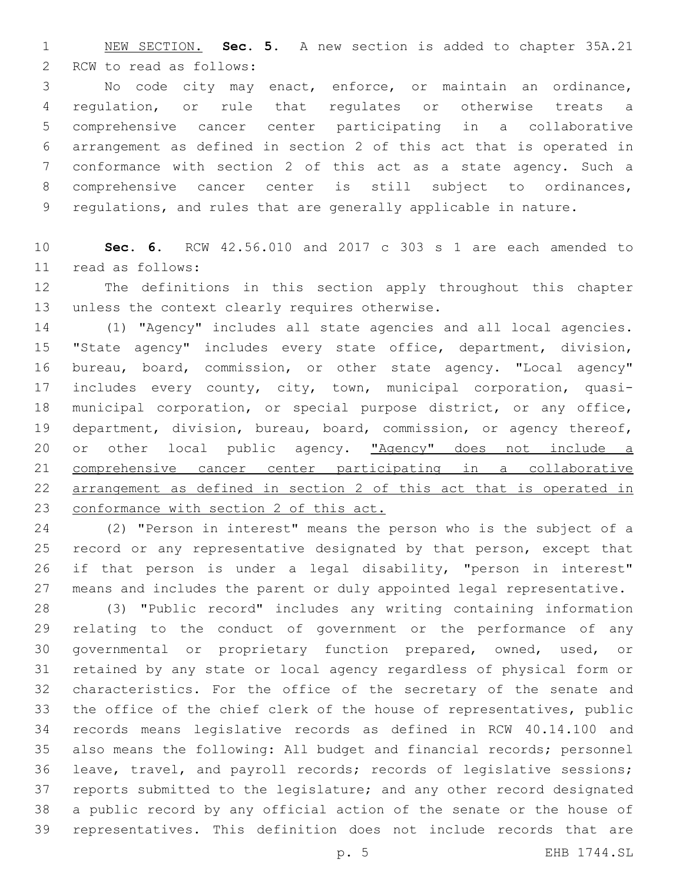NEW SECTION. **Sec. 5.** A new section is added to chapter 35A.21 RCW to read as follows:

No code city may enact, enforce, or maintain an ordinance, regulation, or rule that regulates or otherwise treats a comprehensive cancer center participating in a collaborative arrangement as defined in section 2 of this act that is operated in conformance with section 2 of this act as a state agency. Such a comprehensive cancer center is still subject to ordinances, regulations, and rules that are generally applicable in nature.

**Sec. 6.** RCW 42.56.010 and 2017 c 303 s 1 are each amended to read as follows:

The definitions in this section apply throughout this chapter unless the context clearly requires otherwise.

(1) "Agency" includes all state agencies and all local agencies. "State agency" includes every state office, department, division, bureau, board, commission, or other state agency. "Local agency" includes every county, city, town, municipal corporation, quasi-municipal corporation, or special purpose district, or any office, department, division, bureau, board, commission, or agency thereof, or other local public agency. "Agency" does not include a comprehensive cancer center participating in a collaborative arrangement as defined in section 2 of this act that is operated in conformance with section 2 of this act.

(2) "Person in interest" means the person who is the subject of a record or any representative designated by that person, except that if that person is under a legal disability, "person in interest" means and includes the parent or duly appointed legal representative.

(3) "Public record" includes any writing containing information relating to the conduct of government or the performance of any governmental or proprietary function prepared, owned, used, or retained by any state or local agency regardless of physical form or characteristics. For the office of the secretary of the senate and the office of the chief clerk of the house of representatives, public records means legislative records as defined in RCW 40.14.100 and also means the following: All budget and financial records; personnel leave, travel, and payroll records; records of legislative sessions; reports submitted to the legislature; and any other record designated a public record by any official action of the senate or the house of representatives. This definition does not include records that are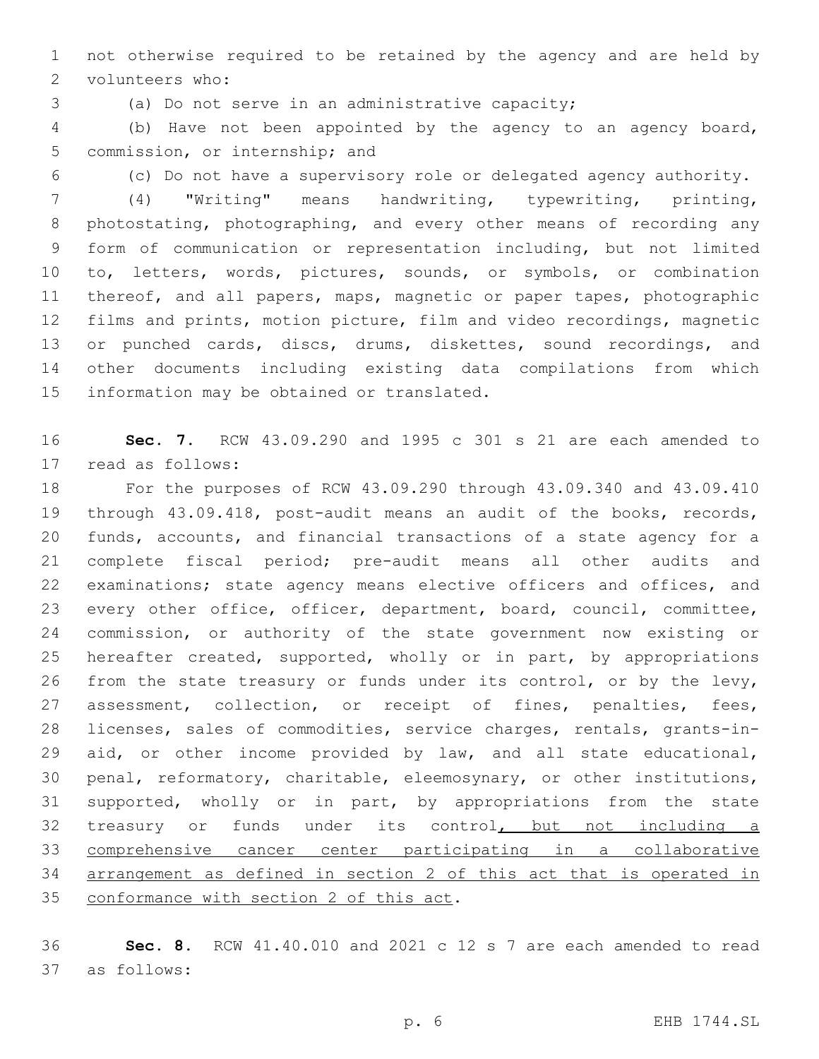not otherwise required to be retained by the agency and are held by volunteers who:

(a) Do not serve in an administrative capacity;

(b) Have not been appointed by the agency to an agency board, commission, or internship; and

(c) Do not have a supervisory role or delegated agency authority.

(4) "Writing" means handwriting, typewriting, printing, photostating, photographing, and every other means of recording any form of communication or representation including, but not limited to, letters, words, pictures, sounds, or symbols, or combination thereof, and all papers, maps, magnetic or paper tapes, photographic films and prints, motion picture, film and video recordings, magnetic or punched cards, discs, drums, diskettes, sound recordings, and other documents including existing data compilations from which information may be obtained or translated.

**Sec. 7.** RCW 43.09.290 and 1995 c 301 s 21 are each amended to read as follows:

For the purposes of RCW 43.09.290 through 43.09.340 and 43.09.410 through 43.09.418, post-audit means an audit of the books, records, funds, accounts, and financial transactions of a state agency for a complete fiscal period; pre-audit means all other audits and examinations; state agency means elective officers and offices, and every other office, officer, department, board, council, committee, commission, or authority of the state government now existing or hereafter created, supported, wholly or in part, by appropriations from the state treasury or funds under its control, or by the levy, assessment, collection, or receipt of fines, penalties, fees, licenses, sales of commodities, service charges, rentals, grants-in-aid, or other income provided by law, and all state educational, penal, reformatory, charitable, eleemosynary, or other institutions, supported, wholly or in part, by appropriations from the state treasury or funds under its control<u>, but not including a comprehensive cancer center participating in a collaborative arrangement as defined in section 2 of this act that is operated in conformance with section 2 of this act</u>.

**Sec. 8.** RCW 41.40.010 and 2021 c 12 s 7 are each amended to read as follows: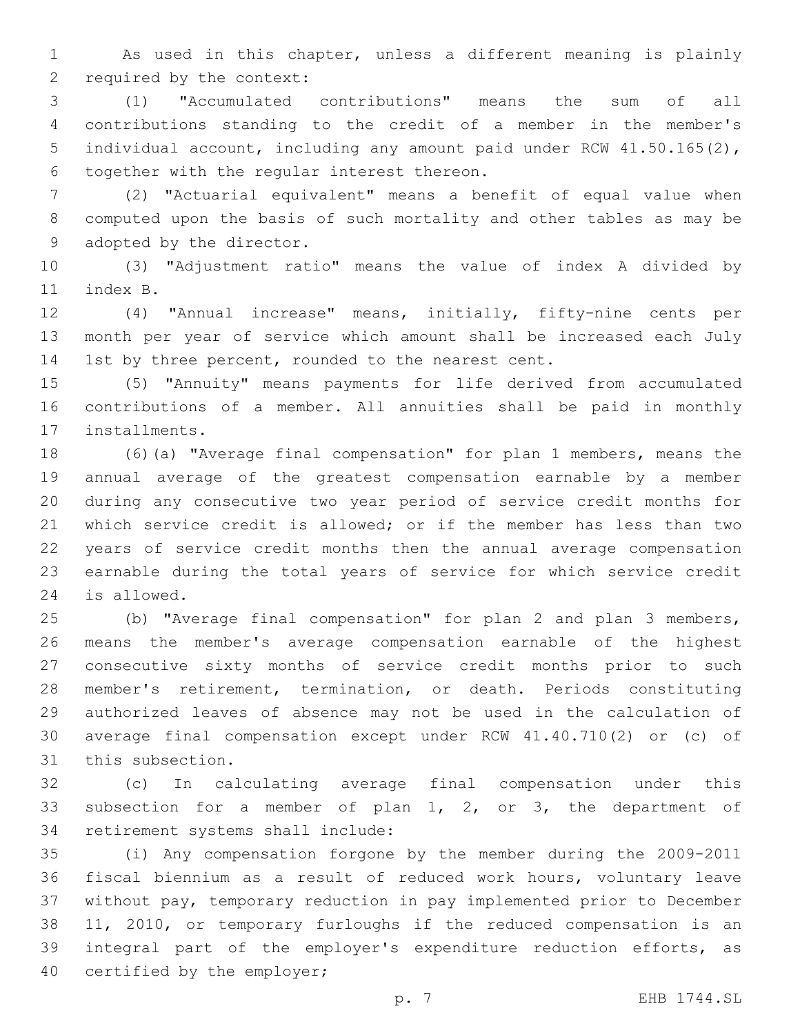As used in this chapter, unless a different meaning is plainly required by the context:

(1) "Accumulated contributions" means the sum of all contributions standing to the credit of a member in the member's individual account, including any amount paid under RCW 41.50.165(2), together with the regular interest thereon.

(2) "Actuarial equivalent" means a benefit of equal value when computed upon the basis of such mortality and other tables as may be adopted by the director.

(3) "Adjustment ratio" means the value of index A divided by index B.

(4) "Annual increase" means, initially, fifty-nine cents per month per year of service which amount shall be increased each July 1st by three percent, rounded to the nearest cent.

(5) "Annuity" means payments for life derived from accumulated contributions of a member. All annuities shall be paid in monthly installments.

(6)(a) "Average final compensation" for plan 1 members, means the annual average of the greatest compensation earnable by a member during any consecutive two year period of service credit months for which service credit is allowed; or if the member has less than two years of service credit months then the annual average compensation earnable during the total years of service for which service credit is allowed.

(b) "Average final compensation" for plan 2 and plan 3 members, means the member's average compensation earnable of the highest consecutive sixty months of service credit months prior to such member's retirement, termination, or death. Periods constituting authorized leaves of absence may not be used in the calculation of average final compensation except under RCW 41.40.710(2) or (c) of this subsection.

(c) In calculating average final compensation under this subsection for a member of plan 1, 2, or 3, the department of retirement systems shall include:

(i) Any compensation forgone by the member during the 2009-2011 fiscal biennium as a result of reduced work hours, voluntary leave without pay, temporary reduction in pay implemented prior to December 11, 2010, or temporary furloughs if the reduced compensation is an integral part of the employer's expenditure reduction efforts, as certified by the employer;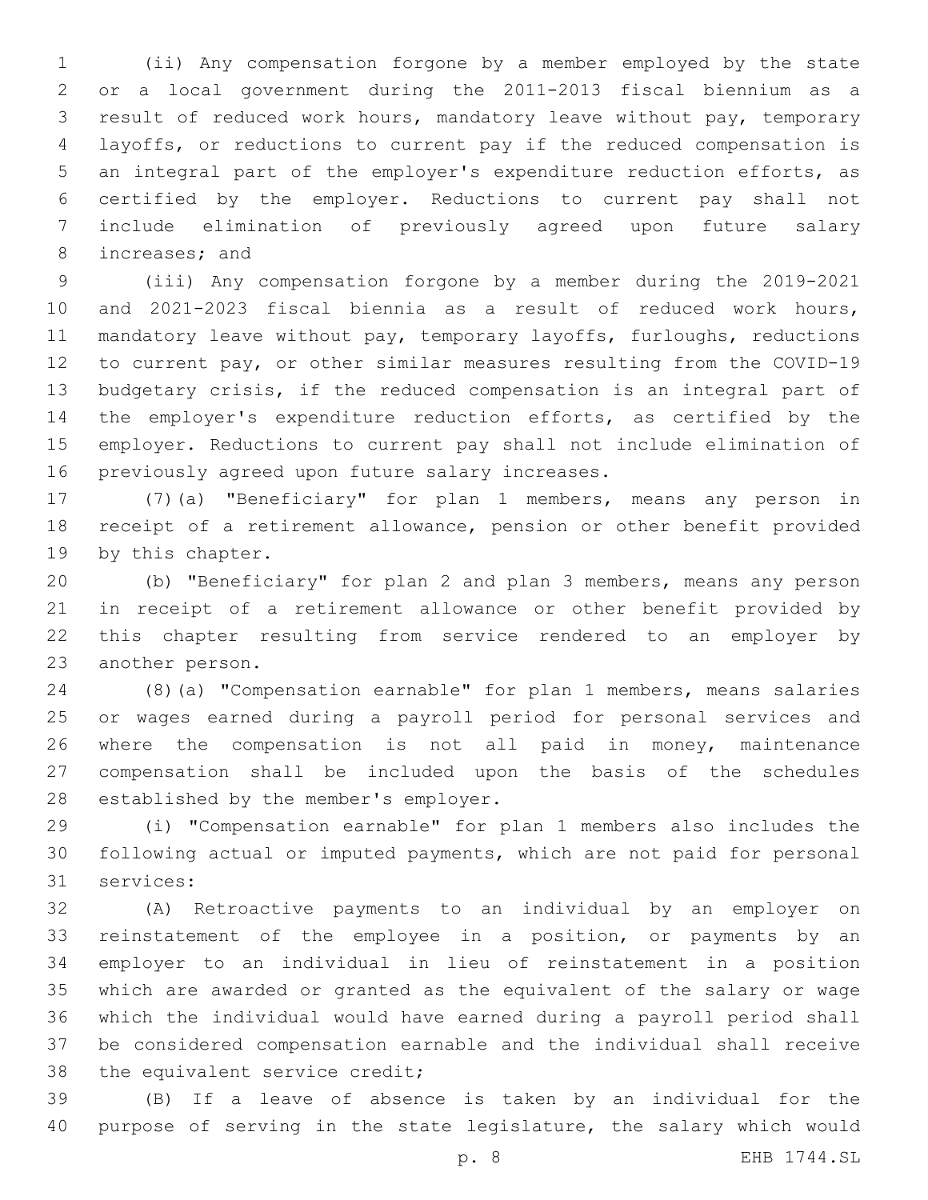(ii) Any compensation forgone by a member employed by the state or a local government during the 2011-2013 fiscal biennium as a result of reduced work hours, mandatory leave without pay, temporary layoffs, or reductions to current pay if the reduced compensation is an integral part of the employer's expenditure reduction efforts, as certified by the employer. Reductions to current pay shall not include elimination of previously agreed upon future salary increases; and

(iii) Any compensation forgone by a member during the 2019-2021 and 2021-2023 fiscal biennia as a result of reduced work hours, mandatory leave without pay, temporary layoffs, furloughs, reductions to current pay, or other similar measures resulting from the COVID-19 budgetary crisis, if the reduced compensation is an integral part of the employer's expenditure reduction efforts, as certified by the employer. Reductions to current pay shall not include elimination of previously agreed upon future salary increases.

(7)(a) "Beneficiary" for plan 1 members, means any person in receipt of a retirement allowance, pension or other benefit provided by this chapter.

(b) "Beneficiary" for plan 2 and plan 3 members, means any person in receipt of a retirement allowance or other benefit provided by this chapter resulting from service rendered to an employer by another person.

(8)(a) "Compensation earnable" for plan 1 members, means salaries or wages earned during a payroll period for personal services and where the compensation is not all paid in money, maintenance compensation shall be included upon the basis of the schedules established by the member's employer.

(i) "Compensation earnable" for plan 1 members also includes the following actual or imputed payments, which are not paid for personal services:

(A) Retroactive payments to an individual by an employer on reinstatement of the employee in a position, or payments by an employer to an individual in lieu of reinstatement in a position which are awarded or granted as the equivalent of the salary or wage which the individual would have earned during a payroll period shall be considered compensation earnable and the individual shall receive the equivalent service credit;

(B) If a leave of absence is taken by an individual for the purpose of serving in the state legislature, the salary which would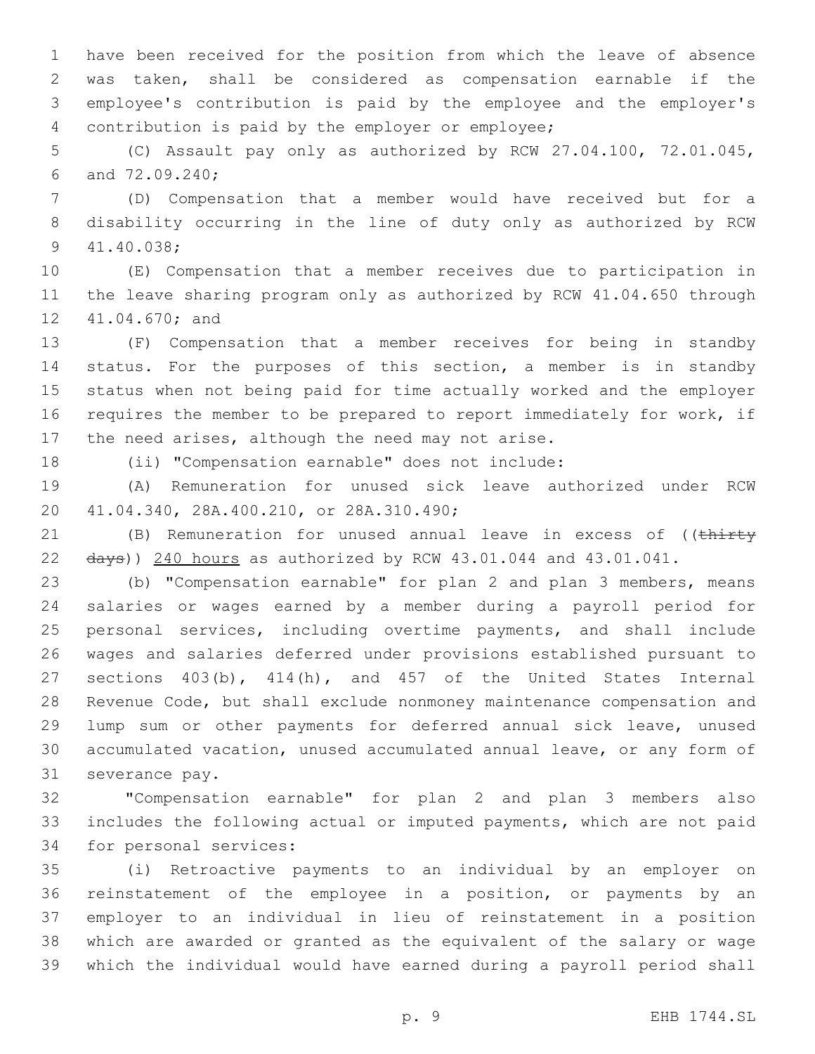have been received for the position from which the leave of absence was taken, shall be considered as compensation earnable if the employee's contribution is paid by the employee and the employer's contribution is paid by the employer or employee;

(C) Assault pay only as authorized by RCW 27.04.100, 72.01.045, and 72.09.240;

(D) Compensation that a member would have received but for a disability occurring in the line of duty only as authorized by RCW 41.40.038;

(E) Compensation that a member receives due to participation in the leave sharing program only as authorized by RCW 41.04.650 through 41.04.670; and

(F) Compensation that a member receives for being in standby status. For the purposes of this section, a member is in standby status when not being paid for time actually worked and the employer requires the member to be prepared to report immediately for work, if the need arises, although the need may not arise.

(ii) "Compensation earnable" does not include:

(A) Remuneration for unused sick leave authorized under RCW 41.04.340, 28A.400.210, or 28A.310.490;

(B) Remuneration for unused annual leave in excess of ((~~thirty days~~)) 240 hours as authorized by RCW 43.01.044 and 43.01.041.

(b) "Compensation earnable" for plan 2 and plan 3 members, means salaries or wages earned by a member during a payroll period for personal services, including overtime payments, and shall include wages and salaries deferred under provisions established pursuant to sections 403(b), 414(h), and 457 of the United States Internal Revenue Code, but shall exclude nonmoney maintenance compensation and lump sum or other payments for deferred annual sick leave, unused accumulated vacation, unused accumulated annual leave, or any form of severance pay.

"Compensation earnable" for plan 2 and plan 3 members also includes the following actual or imputed payments, which are not paid for personal services:

(i) Retroactive payments to an individual by an employer on reinstatement of the employee in a position, or payments by an employer to an individual in lieu of reinstatement in a position which are awarded or granted as the equivalent of the salary or wage which the individual would have earned during a payroll period shall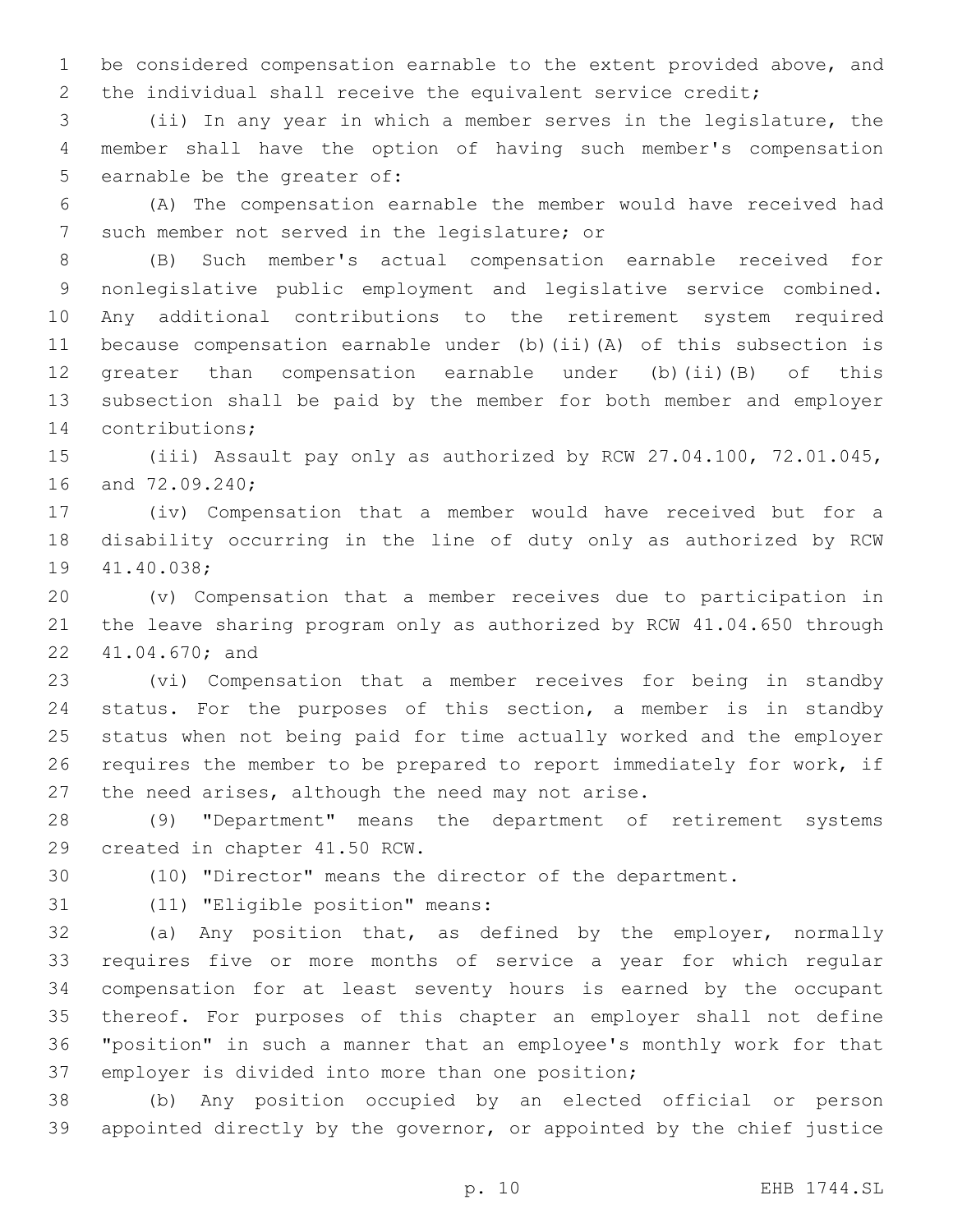be considered compensation earnable to the extent provided above, and the individual shall receive the equivalent service credit;

(ii) In any year in which a member serves in the legislature, the member shall have the option of having such member's compensation earnable be the greater of:

(A) The compensation earnable the member would have received had such member not served in the legislature; or

(B) Such member's actual compensation earnable received for nonlegislative public employment and legislative service combined. Any additional contributions to the retirement system required because compensation earnable under (b)(ii)(A) of this subsection is greater than compensation earnable under (b)(ii)(B) of this subsection shall be paid by the member for both member and employer contributions;

(iii) Assault pay only as authorized by RCW 27.04.100, 72.01.045, and 72.09.240;

(iv) Compensation that a member would have received but for a disability occurring in the line of duty only as authorized by RCW 41.40.038;

(v) Compensation that a member receives due to participation in the leave sharing program only as authorized by RCW 41.04.650 through 41.04.670; and

(vi) Compensation that a member receives for being in standby status. For the purposes of this section, a member is in standby status when not being paid for time actually worked and the employer requires the member to be prepared to report immediately for work, if the need arises, although the need may not arise.

(9) "Department" means the department of retirement systems created in chapter 41.50 RCW.

(10) "Director" means the director of the department.

(11) "Eligible position" means:

(a) Any position that, as defined by the employer, normally requires five or more months of service a year for which regular compensation for at least seventy hours is earned by the occupant thereof. For purposes of this chapter an employer shall not define "position" in such a manner that an employee's monthly work for that employer is divided into more than one position;

(b) Any position occupied by an elected official or person appointed directly by the governor, or appointed by the chief justice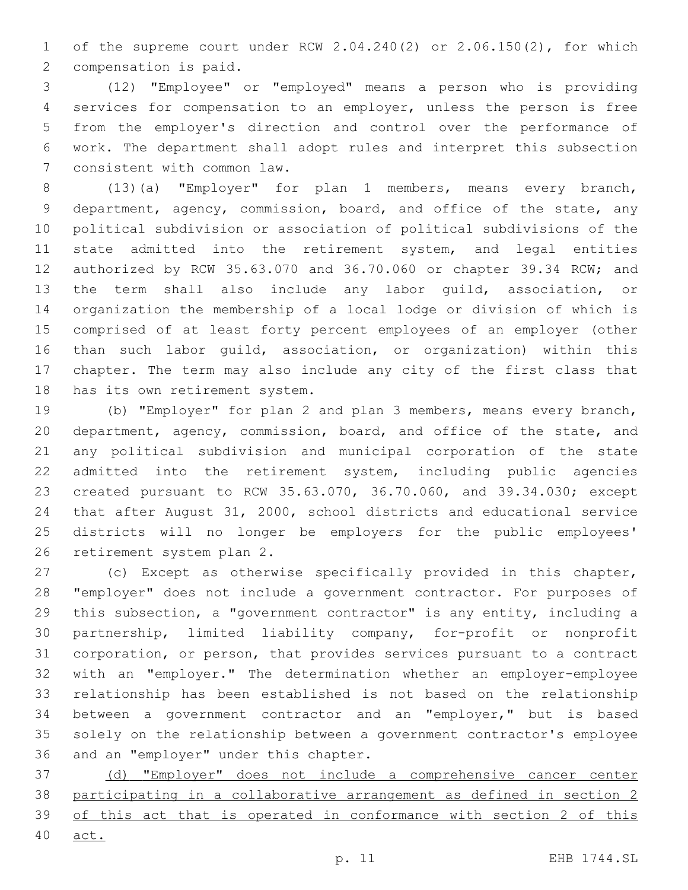of the supreme court under RCW 2.04.240(2) or 2.06.150(2), for which compensation is paid.

(12) "Employee" or "employed" means a person who is providing services for compensation to an employer, unless the person is free from the employer's direction and control over the performance of work. The department shall adopt rules and interpret this subsection consistent with common law.

(13)(a) "Employer" for plan 1 members, means every branch, department, agency, commission, board, and office of the state, any political subdivision or association of political subdivisions of the state admitted into the retirement system, and legal entities authorized by RCW 35.63.070 and 36.70.060 or chapter 39.34 RCW; and the term shall also include any labor guild, association, or organization the membership of a local lodge or division of which is comprised of at least forty percent employees of an employer (other than such labor guild, association, or organization) within this chapter. The term may also include any city of the first class that has its own retirement system.

(b) "Employer" for plan 2 and plan 3 members, means every branch, department, agency, commission, board, and office of the state, and any political subdivision and municipal corporation of the state admitted into the retirement system, including public agencies created pursuant to RCW 35.63.070, 36.70.060, and 39.34.030; except that after August 31, 2000, school districts and educational service districts will no longer be employers for the public employees' retirement system plan 2.

(c) Except as otherwise specifically provided in this chapter, "employer" does not include a government contractor. For purposes of this subsection, a "government contractor" is any entity, including a partnership, limited liability company, for-profit or nonprofit corporation, or person, that provides services pursuant to a contract with an "employer." The determination whether an employer-employee relationship has been established is not based on the relationship between a government contractor and an "employer," but is based solely on the relationship between a government contractor's employee and an "employer" under this chapter.

<u>(d) "Employer" does not include a comprehensive cancer center participating in a collaborative arrangement as defined in section 2 of this act that is operated in conformance with section 2 of this act.</u>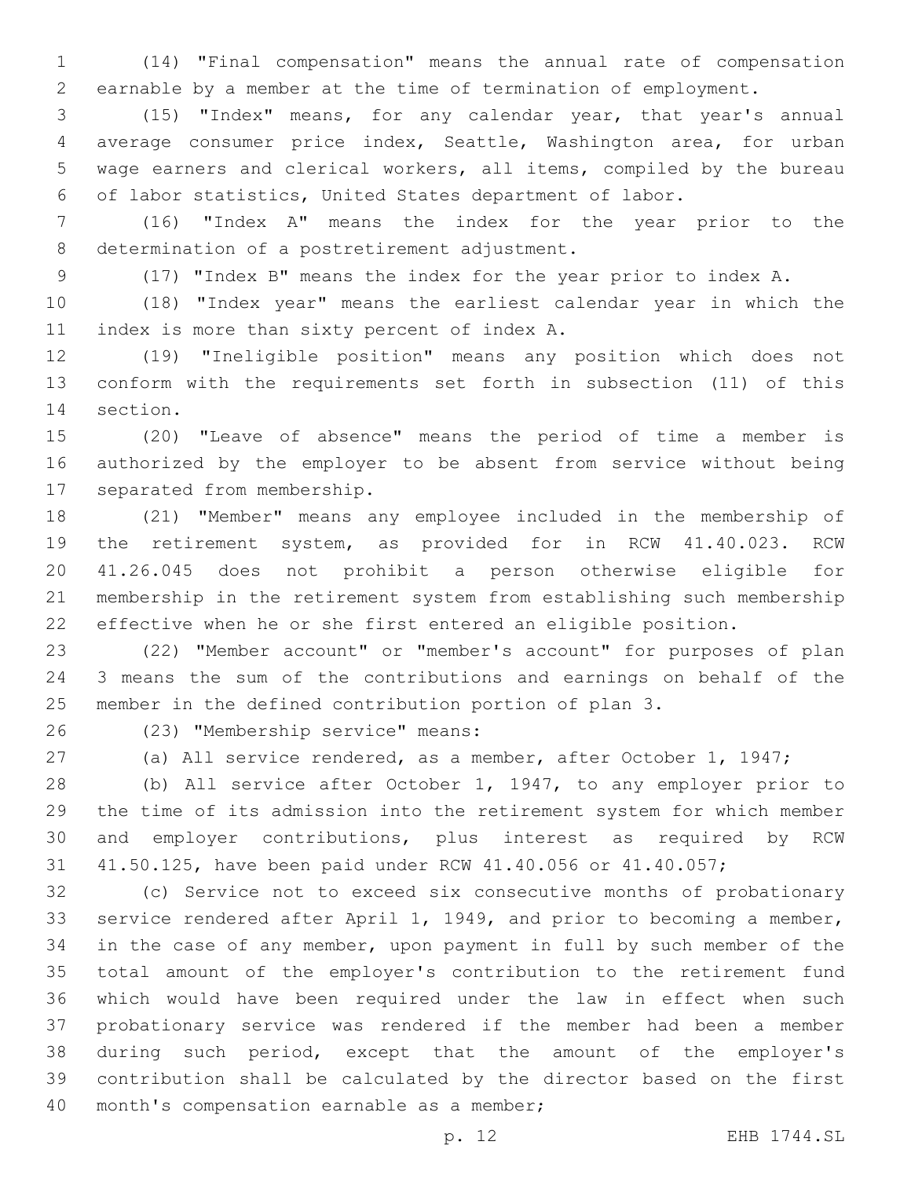(14) "Final compensation" means the annual rate of compensation earnable by a member at the time of termination of employment.

(15) "Index" means, for any calendar year, that year's annual average consumer price index, Seattle, Washington area, for urban wage earners and clerical workers, all items, compiled by the bureau of labor statistics, United States department of labor.

(16) "Index A" means the index for the year prior to the determination of a postretirement adjustment.

(17) "Index B" means the index for the year prior to index A.

(18) "Index year" means the earliest calendar year in which the index is more than sixty percent of index A.

(19) "Ineligible position" means any position which does not conform with the requirements set forth in subsection (11) of this section.

(20) "Leave of absence" means the period of time a member is authorized by the employer to be absent from service without being separated from membership.

(21) "Member" means any employee included in the membership of the retirement system, as provided for in RCW 41.40.023. RCW 41.26.045 does not prohibit a person otherwise eligible for membership in the retirement system from establishing such membership effective when he or she first entered an eligible position.

(22) "Member account" or "member's account" for purposes of plan 3 means the sum of the contributions and earnings on behalf of the member in the defined contribution portion of plan 3.

(23) "Membership service" means:

(a) All service rendered, as a member, after October 1, 1947;

(b) All service after October 1, 1947, to any employer prior to the time of its admission into the retirement system for which member and employer contributions, plus interest as required by RCW 41.50.125, have been paid under RCW 41.40.056 or 41.40.057;

(c) Service not to exceed six consecutive months of probationary service rendered after April 1, 1949, and prior to becoming a member, in the case of any member, upon payment in full by such member of the total amount of the employer's contribution to the retirement fund which would have been required under the law in effect when such probationary service was rendered if the member had been a member during such period, except that the amount of the employer's contribution shall be calculated by the director based on the first month's compensation earnable as a member;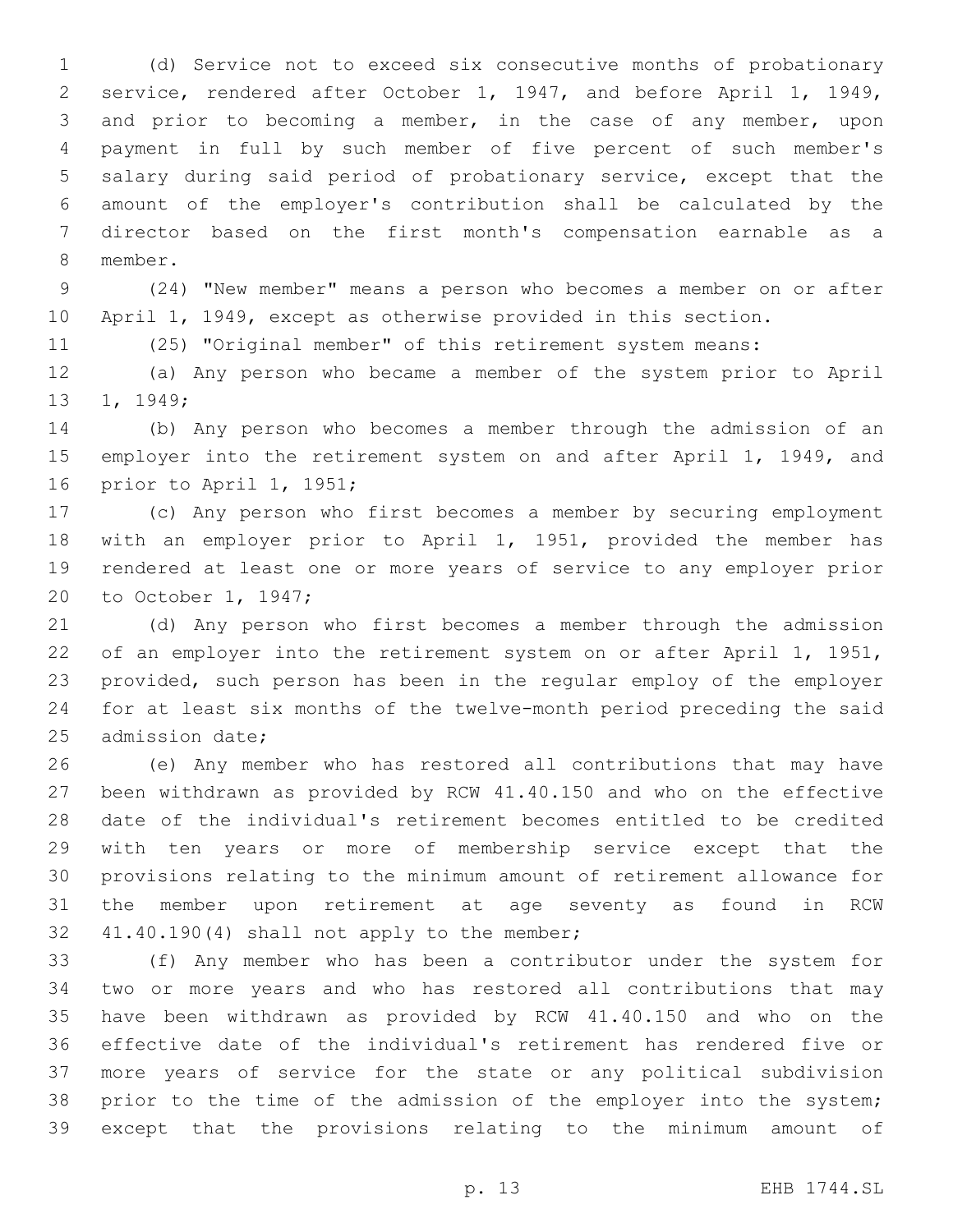(d) Service not to exceed six consecutive months of probationary service, rendered after October 1, 1947, and before April 1, 1949, and prior to becoming a member, in the case of any member, upon payment in full by such member of five percent of such member's salary during said period of probationary service, except that the amount of the employer's contribution shall be calculated by the director based on the first month's compensation earnable as a member.

(24) "New member" means a person who becomes a member on or after April 1, 1949, except as otherwise provided in this section.

(25) "Original member" of this retirement system means:

(a) Any person who became a member of the system prior to April 1, 1949;

(b) Any person who becomes a member through the admission of an employer into the retirement system on and after April 1, 1949, and prior to April 1, 1951;

(c) Any person who first becomes a member by securing employment with an employer prior to April 1, 1951, provided the member has rendered at least one or more years of service to any employer prior to October 1, 1947;

(d) Any person who first becomes a member through the admission of an employer into the retirement system on or after April 1, 1951, provided, such person has been in the regular employ of the employer for at least six months of the twelve-month period preceding the said admission date;

(e) Any member who has restored all contributions that may have been withdrawn as provided by RCW 41.40.150 and who on the effective date of the individual's retirement becomes entitled to be credited with ten years or more of membership service except that the provisions relating to the minimum amount of retirement allowance for the member upon retirement at age seventy as found in RCW 41.40.190(4) shall not apply to the member;

(f) Any member who has been a contributor under the system for two or more years and who has restored all contributions that may have been withdrawn as provided by RCW 41.40.150 and who on the effective date of the individual's retirement has rendered five or more years of service for the state or any political subdivision prior to the time of the admission of the employer into the system; except that the provisions relating to the minimum amount of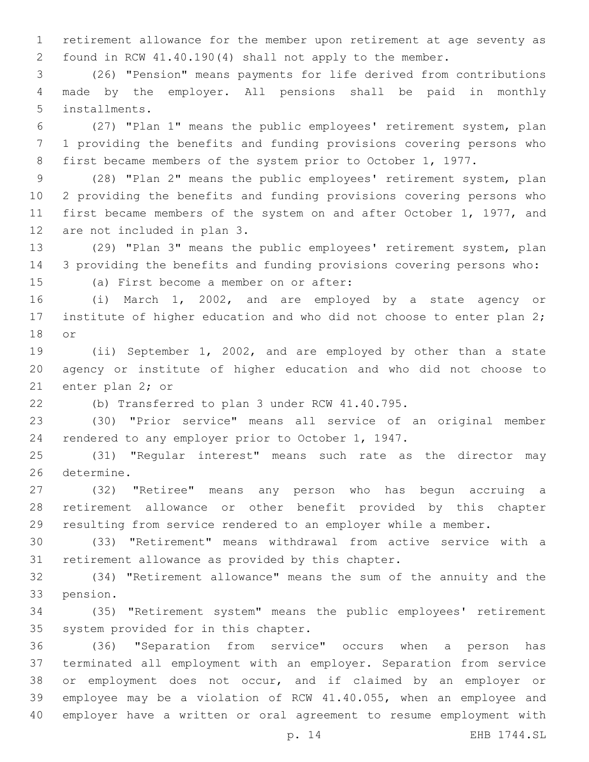retirement allowance for the member upon retirement at age seventy as found in RCW 41.40.190(4) shall not apply to the member.

(26) "Pension" means payments for life derived from contributions made by the employer. All pensions shall be paid in monthly installments.

(27) "Plan 1" means the public employees' retirement system, plan 1 providing the benefits and funding provisions covering persons who first became members of the system prior to October 1, 1977.

(28) "Plan 2" means the public employees' retirement system, plan 2 providing the benefits and funding provisions covering persons who first became members of the system on and after October 1, 1977, and are not included in plan 3.

(29) "Plan 3" means the public employees' retirement system, plan 3 providing the benefits and funding provisions covering persons who:

(a) First become a member on or after:

(i) March 1, 2002, and are employed by a state agency or institute of higher education and who did not choose to enter plan 2; or

(ii) September 1, 2002, and are employed by other than a state agency or institute of higher education and who did not choose to enter plan 2; or

(b) Transferred to plan 3 under RCW 41.40.795.

(30) "Prior service" means all service of an original member rendered to any employer prior to October 1, 1947.

(31) "Regular interest" means such rate as the director may determine.

(32) "Retiree" means any person who has begun accruing a retirement allowance or other benefit provided by this chapter resulting from service rendered to an employer while a member.

(33) "Retirement" means withdrawal from active service with a retirement allowance as provided by this chapter.

(34) "Retirement allowance" means the sum of the annuity and the pension.

(35) "Retirement system" means the public employees' retirement system provided for in this chapter.

(36) "Separation from service" occurs when a person has terminated all employment with an employer. Separation from service or employment does not occur, and if claimed by an employer or employee may be a violation of RCW 41.40.055, when an employee and employer have a written or oral agreement to resume employment with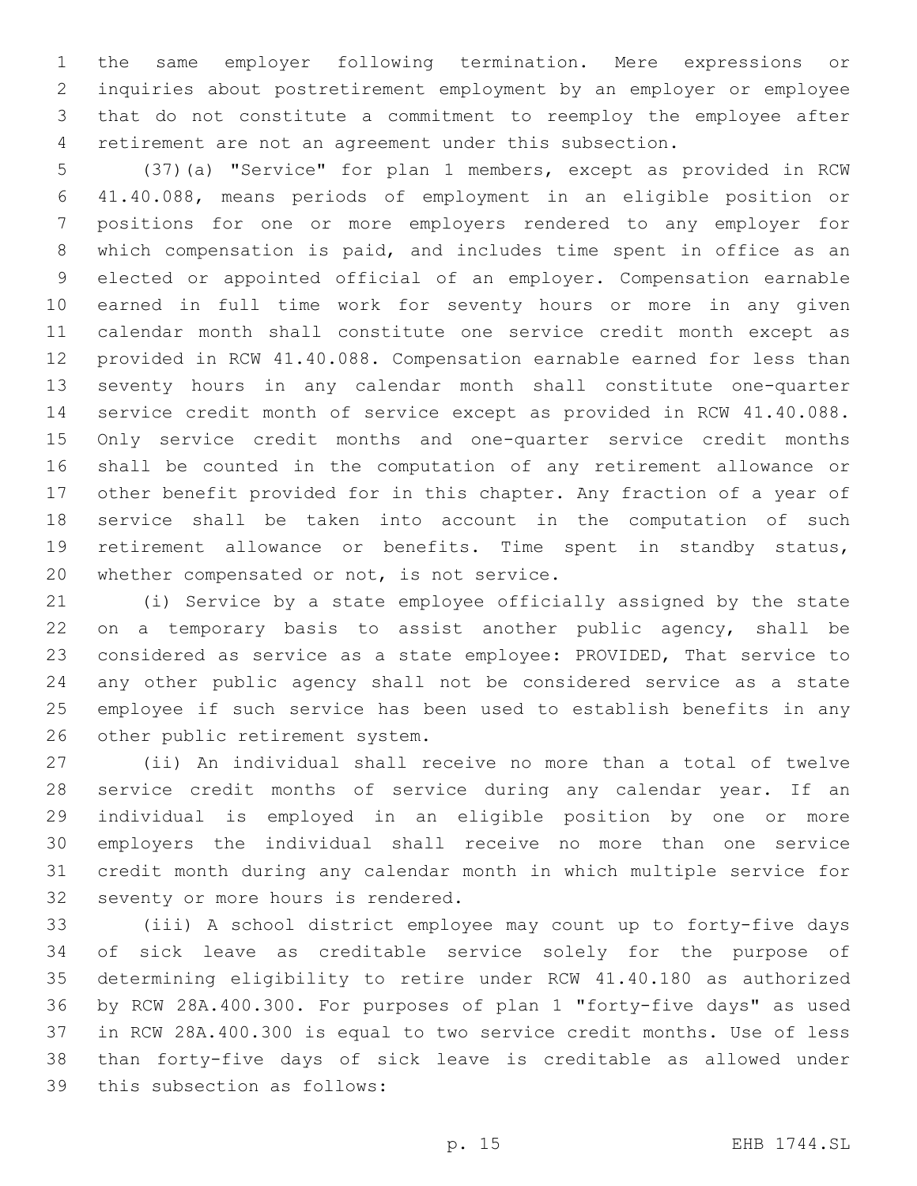the same employer following termination. Mere expressions or inquiries about postretirement employment by an employer or employee that do not constitute a commitment to reemploy the employee after retirement are not an agreement under this subsection.

(37)(a) "Service" for plan 1 members, except as provided in RCW 41.40.088, means periods of employment in an eligible position or positions for one or more employers rendered to any employer for which compensation is paid, and includes time spent in office as an elected or appointed official of an employer. Compensation earnable earned in full time work for seventy hours or more in any given calendar month shall constitute one service credit month except as provided in RCW 41.40.088. Compensation earnable earned for less than seventy hours in any calendar month shall constitute one-quarter service credit month of service except as provided in RCW 41.40.088. Only service credit months and one-quarter service credit months shall be counted in the computation of any retirement allowance or other benefit provided for in this chapter. Any fraction of a year of service shall be taken into account in the computation of such retirement allowance or benefits. Time spent in standby status, whether compensated or not, is not service.

(i) Service by a state employee officially assigned by the state on a temporary basis to assist another public agency, shall be considered as service as a state employee: PROVIDED, That service to any other public agency shall not be considered service as a state employee if such service has been used to establish benefits in any other public retirement system.

(ii) An individual shall receive no more than a total of twelve service credit months of service during any calendar year. If an individual is employed in an eligible position by one or more employers the individual shall receive no more than one service credit month during any calendar month in which multiple service for seventy or more hours is rendered.

(iii) A school district employee may count up to forty-five days of sick leave as creditable service solely for the purpose of determining eligibility to retire under RCW 41.40.180 as authorized by RCW 28A.400.300. For purposes of plan 1 "forty-five days" as used in RCW 28A.400.300 is equal to two service credit months. Use of less than forty-five days of sick leave is creditable as allowed under this subsection as follows: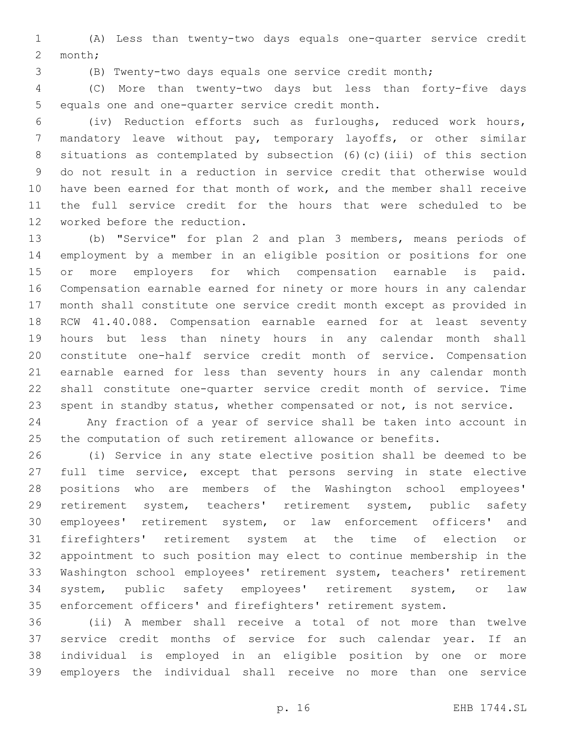(A) Less than twenty-two days equals one-quarter service credit month;

(B) Twenty-two days equals one service credit month;

(C) More than twenty-two days but less than forty-five days equals one and one-quarter service credit month.

(iv) Reduction efforts such as furloughs, reduced work hours, mandatory leave without pay, temporary layoffs, or other similar situations as contemplated by subsection (6)(c)(iii) of this section do not result in a reduction in service credit that otherwise would have been earned for that month of work, and the member shall receive the full service credit for the hours that were scheduled to be worked before the reduction.

(b) "Service" for plan 2 and plan 3 members, means periods of employment by a member in an eligible position or positions for one or more employers for which compensation earnable is paid. Compensation earnable earned for ninety or more hours in any calendar month shall constitute one service credit month except as provided in RCW 41.40.088. Compensation earnable earned for at least seventy hours but less than ninety hours in any calendar month shall constitute one-half service credit month of service. Compensation earnable earned for less than seventy hours in any calendar month shall constitute one-quarter service credit month of service. Time spent in standby status, whether compensated or not, is not service.

Any fraction of a year of service shall be taken into account in the computation of such retirement allowance or benefits.

(i) Service in any state elective position shall be deemed to be full time service, except that persons serving in state elective positions who are members of the Washington school employees' retirement system, teachers' retirement system, public safety employees' retirement system, or law enforcement officers' and firefighters' retirement system at the time of election or appointment to such position may elect to continue membership in the Washington school employees' retirement system, teachers' retirement system, public safety employees' retirement system, or law enforcement officers' and firefighters' retirement system.

(ii) A member shall receive a total of not more than twelve service credit months of service for such calendar year. If an individual is employed in an eligible position by one or more employers the individual shall receive no more than one service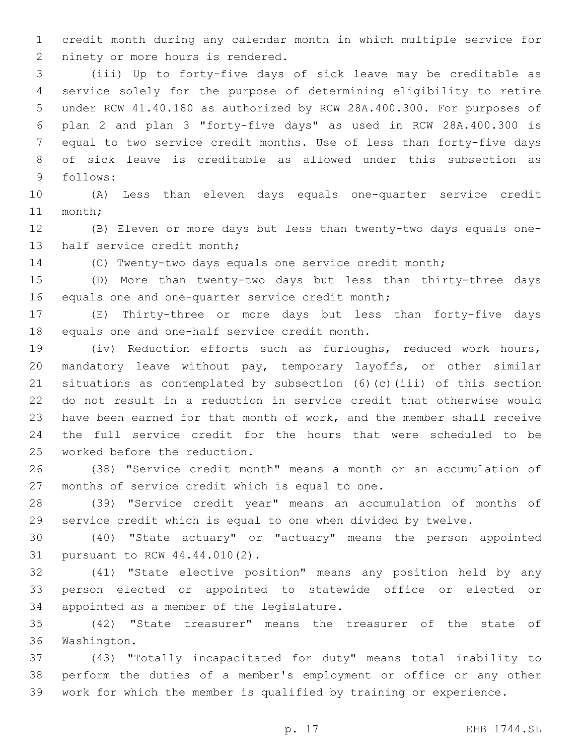credit month during any calendar month in which multiple service for ninety or more hours is rendered.

(iii) Up to forty-five days of sick leave may be creditable as service solely for the purpose of determining eligibility to retire under RCW 41.40.180 as authorized by RCW 28A.400.300. For purposes of plan 2 and plan 3 "forty-five days" as used in RCW 28A.400.300 is equal to two service credit months. Use of less than forty-five days of sick leave is creditable as allowed under this subsection as follows:

(A) Less than eleven days equals one-quarter service credit month;

(B) Eleven or more days but less than twenty-two days equals one-half service credit month;

(C) Twenty-two days equals one service credit month;

(D) More than twenty-two days but less than thirty-three days equals one and one-quarter service credit month;

(E) Thirty-three or more days but less than forty-five days equals one and one-half service credit month.

(iv) Reduction efforts such as furloughs, reduced work hours, mandatory leave without pay, temporary layoffs, or other similar situations as contemplated by subsection (6)(c)(iii) of this section do not result in a reduction in service credit that otherwise would have been earned for that month of work, and the member shall receive the full service credit for the hours that were scheduled to be worked before the reduction.

(38) "Service credit month" means a month or an accumulation of months of service credit which is equal to one.

(39) "Service credit year" means an accumulation of months of service credit which is equal to one when divided by twelve.

(40) "State actuary" or "actuary" means the person appointed pursuant to RCW 44.44.010(2).

(41) "State elective position" means any position held by any person elected or appointed to statewide office or elected or appointed as a member of the legislature.

(42) "State treasurer" means the treasurer of the state of Washington.

(43) "Totally incapacitated for duty" means total inability to perform the duties of a member's employment or office or any other work for which the member is qualified by training or experience.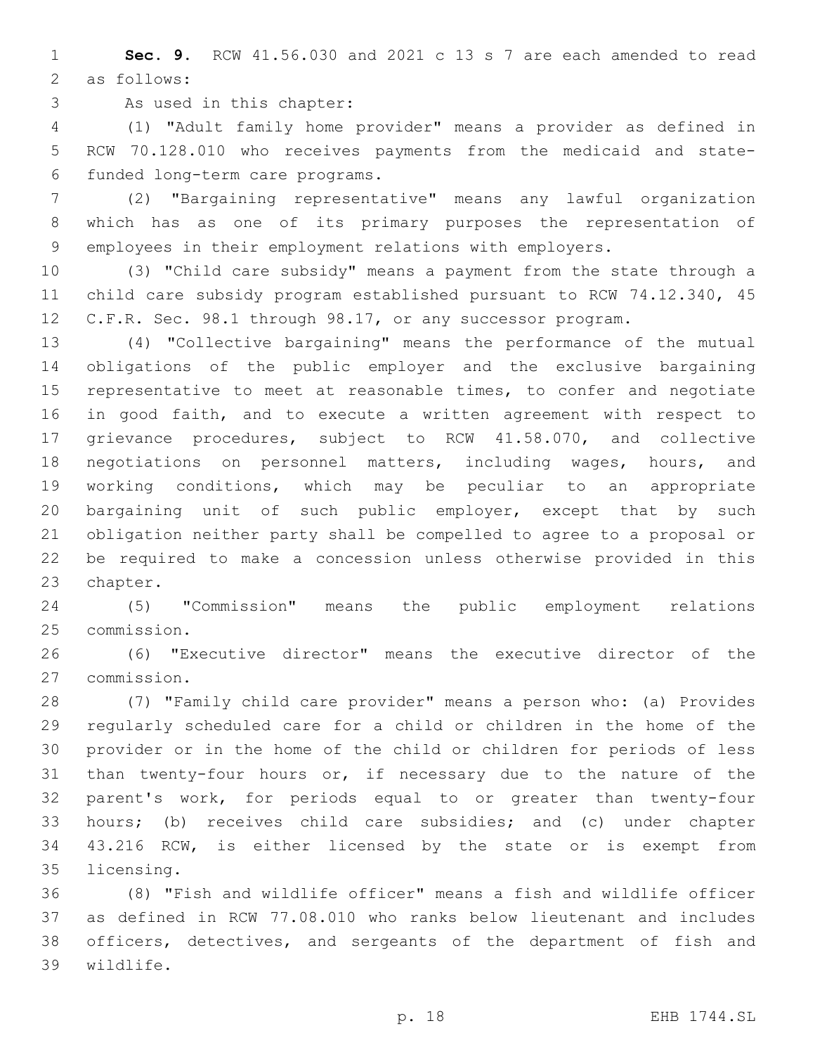**Sec. 9.** RCW 41.56.030 and 2021 c 13 s 7 are each amended to read as follows:

As used in this chapter:

(1) "Adult family home provider" means a provider as defined in RCW 70.128.010 who receives payments from the medicaid and state-funded long-term care programs.

(2) "Bargaining representative" means any lawful organization which has as one of its primary purposes the representation of employees in their employment relations with employers.

(3) "Child care subsidy" means a payment from the state through a child care subsidy program established pursuant to RCW 74.12.340, 45 C.F.R. Sec. 98.1 through 98.17, or any successor program.

(4) "Collective bargaining" means the performance of the mutual obligations of the public employer and the exclusive bargaining representative to meet at reasonable times, to confer and negotiate in good faith, and to execute a written agreement with respect to grievance procedures, subject to RCW 41.58.070, and collective negotiations on personnel matters, including wages, hours, and working conditions, which may be peculiar to an appropriate bargaining unit of such public employer, except that by such obligation neither party shall be compelled to agree to a proposal or be required to make a concession unless otherwise provided in this chapter.

(5) "Commission" means the public employment relations commission.

(6) "Executive director" means the executive director of the commission.

(7) "Family child care provider" means a person who: (a) Provides regularly scheduled care for a child or children in the home of the provider or in the home of the child or children for periods of less than twenty-four hours or, if necessary due to the nature of the parent's work, for periods equal to or greater than twenty-four hours; (b) receives child care subsidies; and (c) under chapter 43.216 RCW, is either licensed by the state or is exempt from licensing.

(8) "Fish and wildlife officer" means a fish and wildlife officer as defined in RCW 77.08.010 who ranks below lieutenant and includes officers, detectives, and sergeants of the department of fish and wildlife.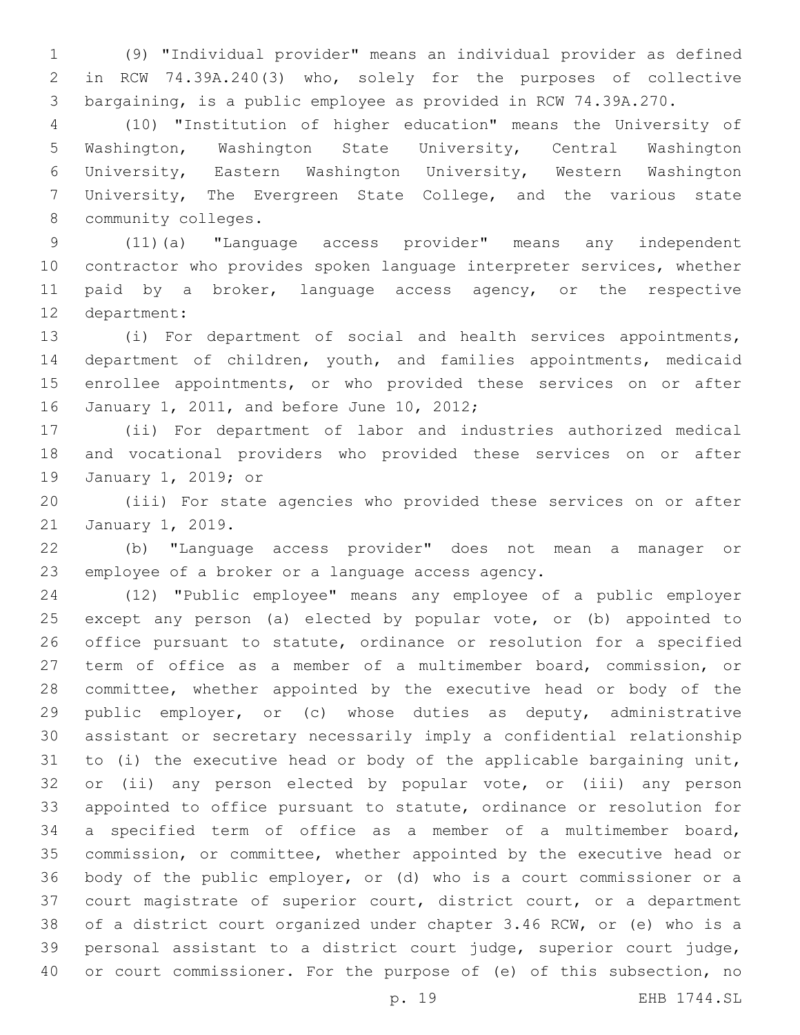(9) "Individual provider" means an individual provider as defined in RCW 74.39A.240(3) who, solely for the purposes of collective bargaining, is a public employee as provided in RCW 74.39A.270.

(10) "Institution of higher education" means the University of Washington, Washington State University, Central Washington University, Eastern Washington University, Western Washington University, The Evergreen State College, and the various state community colleges.

(11)(a) "Language access provider" means any independent contractor who provides spoken language interpreter services, whether paid by a broker, language access agency, or the respective department:

(i) For department of social and health services appointments, department of children, youth, and families appointments, medicaid enrollee appointments, or who provided these services on or after January 1, 2011, and before June 10, 2012;

(ii) For department of labor and industries authorized medical and vocational providers who provided these services on or after January 1, 2019; or

(iii) For state agencies who provided these services on or after January 1, 2019.

(b) "Language access provider" does not mean a manager or employee of a broker or a language access agency.

(12) "Public employee" means any employee of a public employer except any person (a) elected by popular vote, or (b) appointed to office pursuant to statute, ordinance or resolution for a specified term of office as a member of a multimember board, commission, or committee, whether appointed by the executive head or body of the public employer, or (c) whose duties as deputy, administrative assistant or secretary necessarily imply a confidential relationship to (i) the executive head or body of the applicable bargaining unit, or (ii) any person elected by popular vote, or (iii) any person appointed to office pursuant to statute, ordinance or resolution for a specified term of office as a member of a multimember board, commission, or committee, whether appointed by the executive head or body of the public employer, or (d) who is a court commissioner or a court magistrate of superior court, district court, or a department of a district court organized under chapter 3.46 RCW, or (e) who is a personal assistant to a district court judge, superior court judge, or court commissioner. For the purpose of (e) of this subsection, no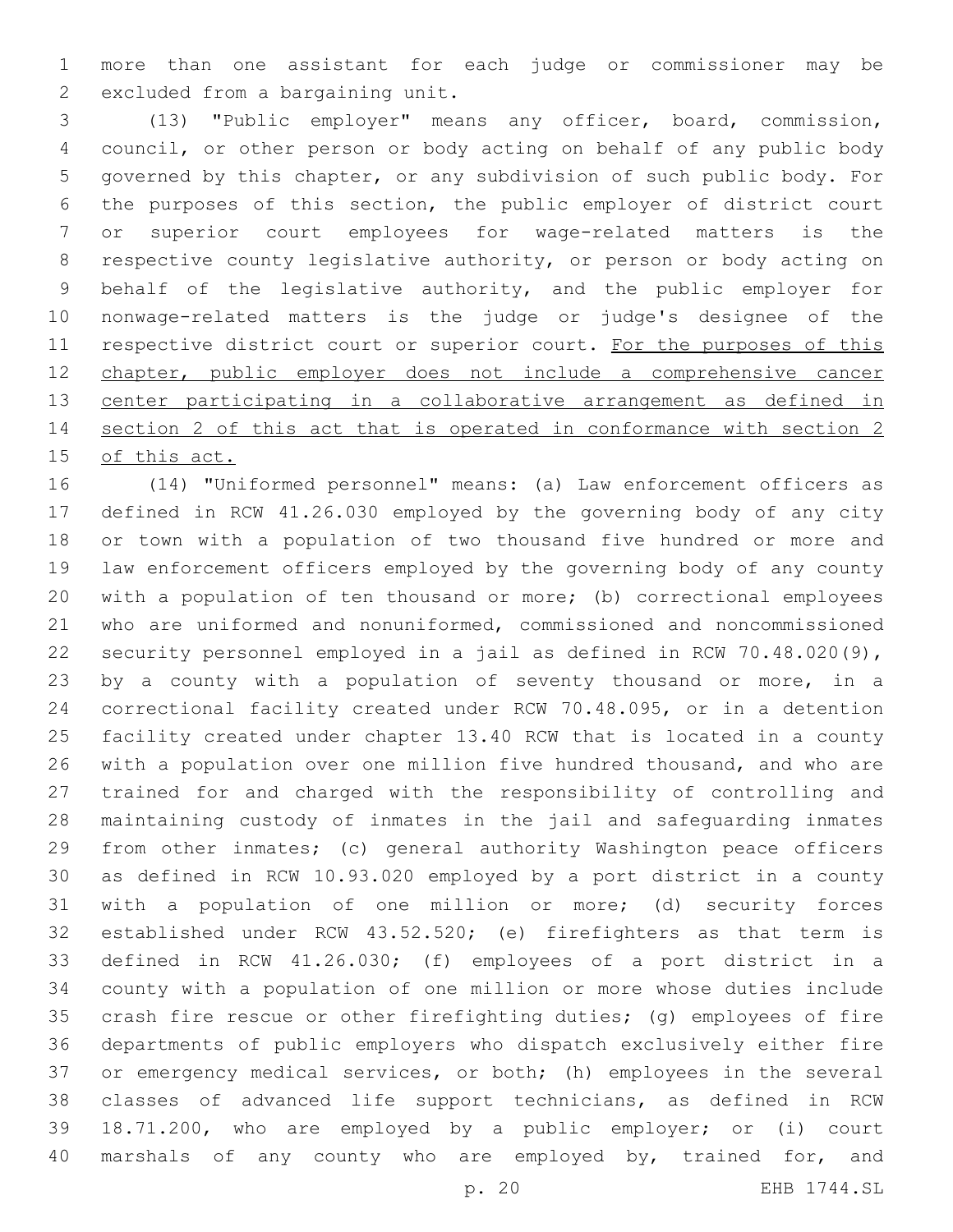more than one assistant for each judge or commissioner may be excluded from a bargaining unit.

(13) "Public employer" means any officer, board, commission, council, or other person or body acting on behalf of any public body governed by this chapter, or any subdivision of such public body. For the purposes of this section, the public employer of district court or superior court employees for wage-related matters is the respective county legislative authority, or person or body acting on behalf of the legislative authority, and the public employer for nonwage-related matters is the judge or judge's designee of the respective district court or superior court. <u>For the purposes of this chapter, public employer does not include a comprehensive cancer center participating in a collaborative arrangement as defined in section 2 of this act that is operated in conformance with section 2 of this act.</u>

(14) "Uniformed personnel" means: (a) Law enforcement officers as defined in RCW 41.26.030 employed by the governing body of any city or town with a population of two thousand five hundred or more and law enforcement officers employed by the governing body of any county with a population of ten thousand or more; (b) correctional employees who are uniformed and nonuniformed, commissioned and noncommissioned security personnel employed in a jail as defined in RCW 70.48.020(9), by a county with a population of seventy thousand or more, in a correctional facility created under RCW 70.48.095, or in a detention facility created under chapter 13.40 RCW that is located in a county with a population over one million five hundred thousand, and who are trained for and charged with the responsibility of controlling and maintaining custody of inmates in the jail and safeguarding inmates from other inmates; (c) general authority Washington peace officers as defined in RCW 10.93.020 employed by a port district in a county with a population of one million or more; (d) security forces established under RCW 43.52.520; (e) firefighters as that term is defined in RCW 41.26.030; (f) employees of a port district in a county with a population of one million or more whose duties include crash fire rescue or other firefighting duties; (g) employees of fire departments of public employers who dispatch exclusively either fire or emergency medical services, or both; (h) employees in the several classes of advanced life support technicians, as defined in RCW 18.71.200, who are employed by a public employer; or (i) court marshals of any county who are employed by, trained for, and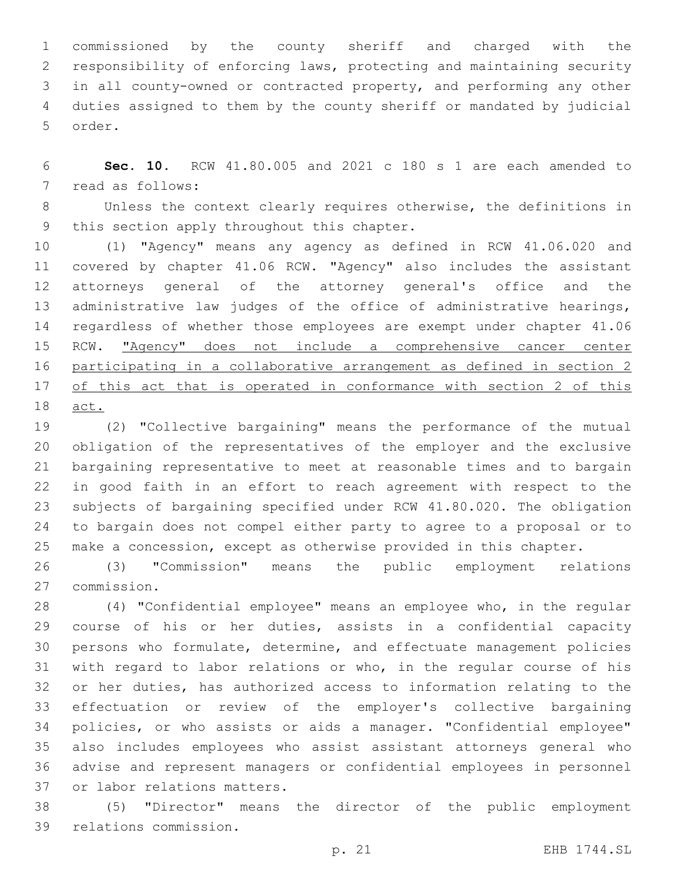commissioned by the county sheriff and charged with the responsibility of enforcing laws, protecting and maintaining security in all county-owned or contracted property, and performing any other duties assigned to them by the county sheriff or mandated by judicial order.

**Sec. 10.** RCW 41.80.005 and 2021 c 180 s 1 are each amended to read as follows:

Unless the context clearly requires otherwise, the definitions in this section apply throughout this chapter.

(1) "Agency" means any agency as defined in RCW 41.06.020 and covered by chapter 41.06 RCW. "Agency" also includes the assistant attorneys general of the attorney general's office and the administrative law judges of the office of administrative hearings, regardless of whether those employees are exempt under chapter 41.06 RCW. <u>"Agency" does not include a comprehensive cancer center participating in a collaborative arrangement as defined in section 2 of this act that is operated in conformance with section 2 of this act.</u>

(2) "Collective bargaining" means the performance of the mutual obligation of the representatives of the employer and the exclusive bargaining representative to meet at reasonable times and to bargain in good faith in an effort to reach agreement with respect to the subjects of bargaining specified under RCW 41.80.020. The obligation to bargain does not compel either party to agree to a proposal or to make a concession, except as otherwise provided in this chapter.

(3) "Commission" means the public employment relations commission.

(4) "Confidential employee" means an employee who, in the regular course of his or her duties, assists in a confidential capacity persons who formulate, determine, and effectuate management policies with regard to labor relations or who, in the regular course of his or her duties, has authorized access to information relating to the effectuation or review of the employer's collective bargaining policies, or who assists or aids a manager. "Confidential employee" also includes employees who assist assistant attorneys general who advise and represent managers or confidential employees in personnel or labor relations matters.

(5) "Director" means the director of the public employment relations commission.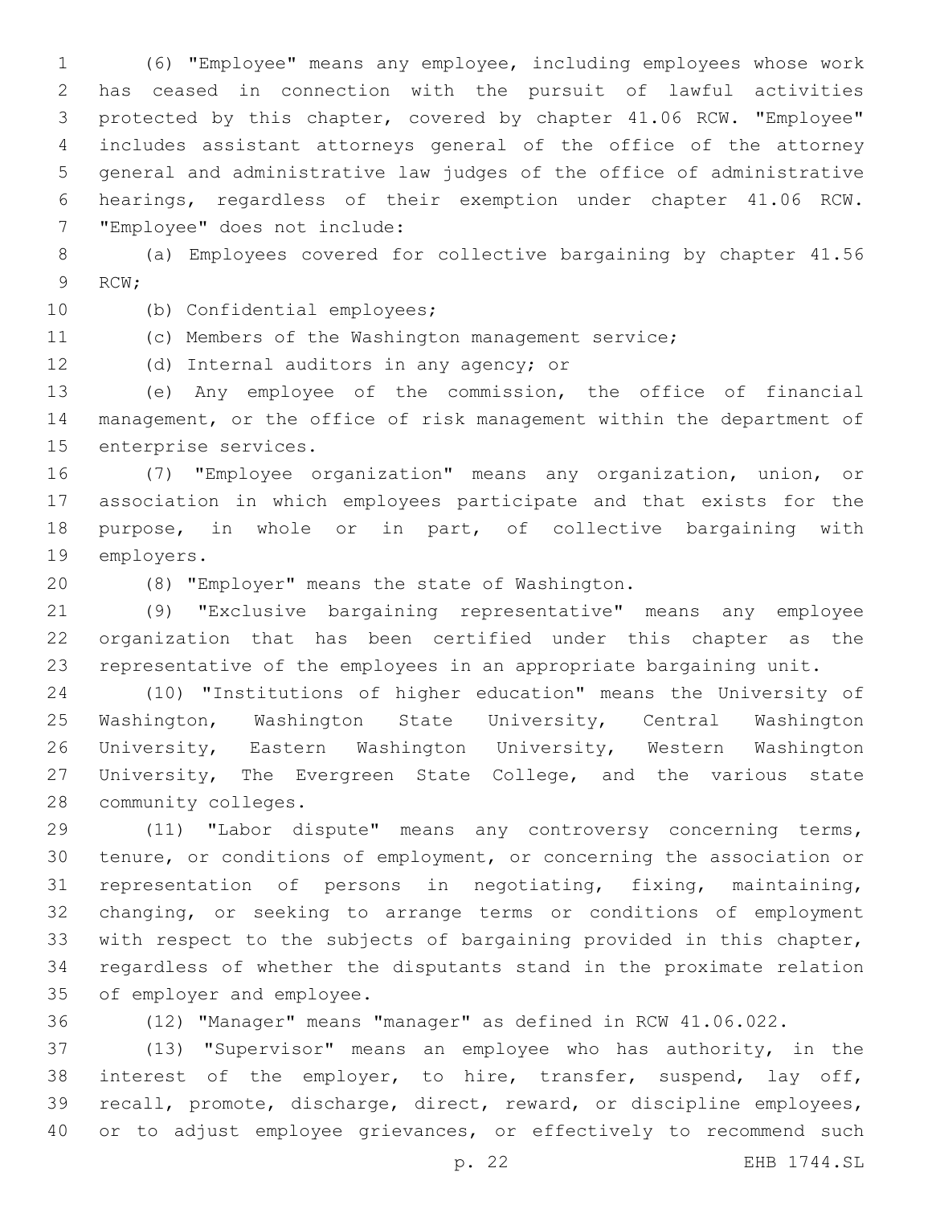(6) "Employee" means any employee, including employees whose work has ceased in connection with the pursuit of lawful activities protected by this chapter, covered by chapter 41.06 RCW. "Employee" includes assistant attorneys general of the office of the attorney general and administrative law judges of the office of administrative hearings, regardless of their exemption under chapter 41.06 RCW. "Employee" does not include:

(a) Employees covered for collective bargaining by chapter 41.56 RCW;

(b) Confidential employees;

(c) Members of the Washington management service;

(d) Internal auditors in any agency; or

(e) Any employee of the commission, the office of financial management, or the office of risk management within the department of enterprise services.

(7) "Employee organization" means any organization, union, or association in which employees participate and that exists for the purpose, in whole or in part, of collective bargaining with employers.

(8) "Employer" means the state of Washington.

(9) "Exclusive bargaining representative" means any employee organization that has been certified under this chapter as the representative of the employees in an appropriate bargaining unit.

(10) "Institutions of higher education" means the University of Washington, Washington State University, Central Washington University, Eastern Washington University, Western Washington University, The Evergreen State College, and the various state community colleges.

(11) "Labor dispute" means any controversy concerning terms, tenure, or conditions of employment, or concerning the association or representation of persons in negotiating, fixing, maintaining, changing, or seeking to arrange terms or conditions of employment with respect to the subjects of bargaining provided in this chapter, regardless of whether the disputants stand in the proximate relation of employer and employee.

(12) "Manager" means "manager" as defined in RCW 41.06.022.

(13) "Supervisor" means an employee who has authority, in the interest of the employer, to hire, transfer, suspend, lay off, recall, promote, discharge, direct, reward, or discipline employees, or to adjust employee grievances, or effectively to recommend such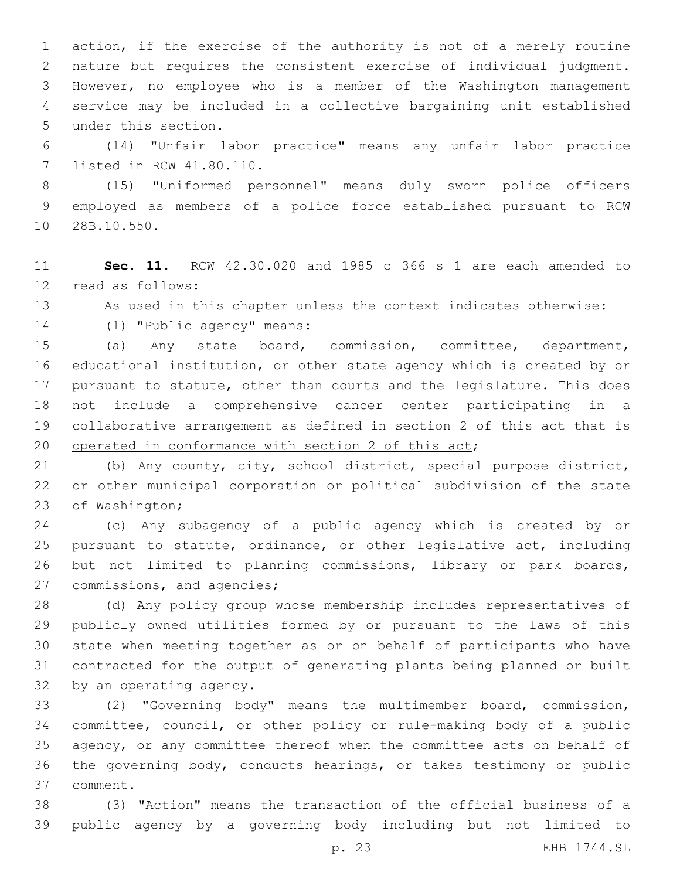action, if the exercise of the authority is not of a merely routine nature but requires the consistent exercise of individual judgment. However, no employee who is a member of the Washington management service may be included in a collective bargaining unit established under this section.

(14) "Unfair labor practice" means any unfair labor practice listed in RCW 41.80.110.

(15) "Uniformed personnel" means duly sworn police officers employed as members of a police force established pursuant to RCW 28B.10.550.

**Sec. 11.** RCW 42.30.020 and 1985 c 366 s 1 are each amended to read as follows:

As used in this chapter unless the context indicates otherwise:

(1) "Public agency" means:

(a) Any state board, commission, committee, department, educational institution, or other state agency which is created by or pursuant to statute, other than courts and the legislature<u>. This does not include a comprehensive cancer center participating in a collaborative arrangement as defined in section 2 of this act that is operated in conformance with section 2 of this act</u>;

(b) Any county, city, school district, special purpose district, or other municipal corporation or political subdivision of the state of Washington;

(c) Any subagency of a public agency which is created by or pursuant to statute, ordinance, or other legislative act, including but not limited to planning commissions, library or park boards, commissions, and agencies;

(d) Any policy group whose membership includes representatives of publicly owned utilities formed by or pursuant to the laws of this state when meeting together as or on behalf of participants who have contracted for the output of generating plants being planned or built by an operating agency.

(2) "Governing body" means the multimember board, commission, committee, council, or other policy or rule-making body of a public agency, or any committee thereof when the committee acts on behalf of the governing body, conducts hearings, or takes testimony or public comment.

(3) "Action" means the transaction of the official business of a public agency by a governing body including but not limited to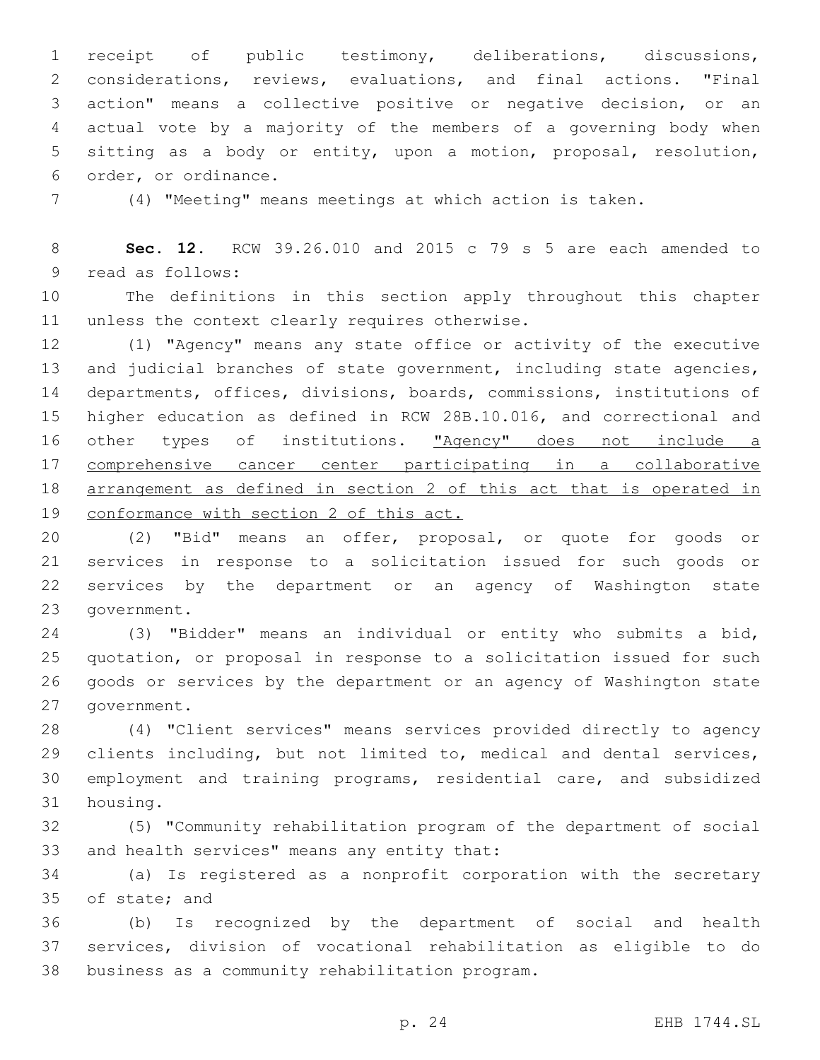receipt of public testimony, deliberations, discussions, considerations, reviews, evaluations, and final actions. "Final action" means a collective positive or negative decision, or an actual vote by a majority of the members of a governing body when sitting as a body or entity, upon a motion, proposal, resolution, order, or ordinance.

(4) "Meeting" means meetings at which action is taken.

**Sec. 12.** RCW 39.26.010 and 2015 c 79 s 5 are each amended to read as follows:

The definitions in this section apply throughout this chapter unless the context clearly requires otherwise.

(1) "Agency" means any state office or activity of the executive and judicial branches of state government, including state agencies, departments, offices, divisions, boards, commissions, institutions of higher education as defined in RCW 28B.10.016, and correctional and other types of institutions. <u>"Agency" does not include a comprehensive cancer center participating in a collaborative arrangement as defined in section 2 of this act that is operated in conformance with section 2 of this act.</u>

(2) "Bid" means an offer, proposal, or quote for goods or services in response to a solicitation issued for such goods or services by the department or an agency of Washington state government.

(3) "Bidder" means an individual or entity who submits a bid, quotation, or proposal in response to a solicitation issued for such goods or services by the department or an agency of Washington state government.

(4) "Client services" means services provided directly to agency clients including, but not limited to, medical and dental services, employment and training programs, residential care, and subsidized housing.

(5) "Community rehabilitation program of the department of social and health services" means any entity that:

(a) Is registered as a nonprofit corporation with the secretary of state; and

(b) Is recognized by the department of social and health services, division of vocational rehabilitation as eligible to do business as a community rehabilitation program.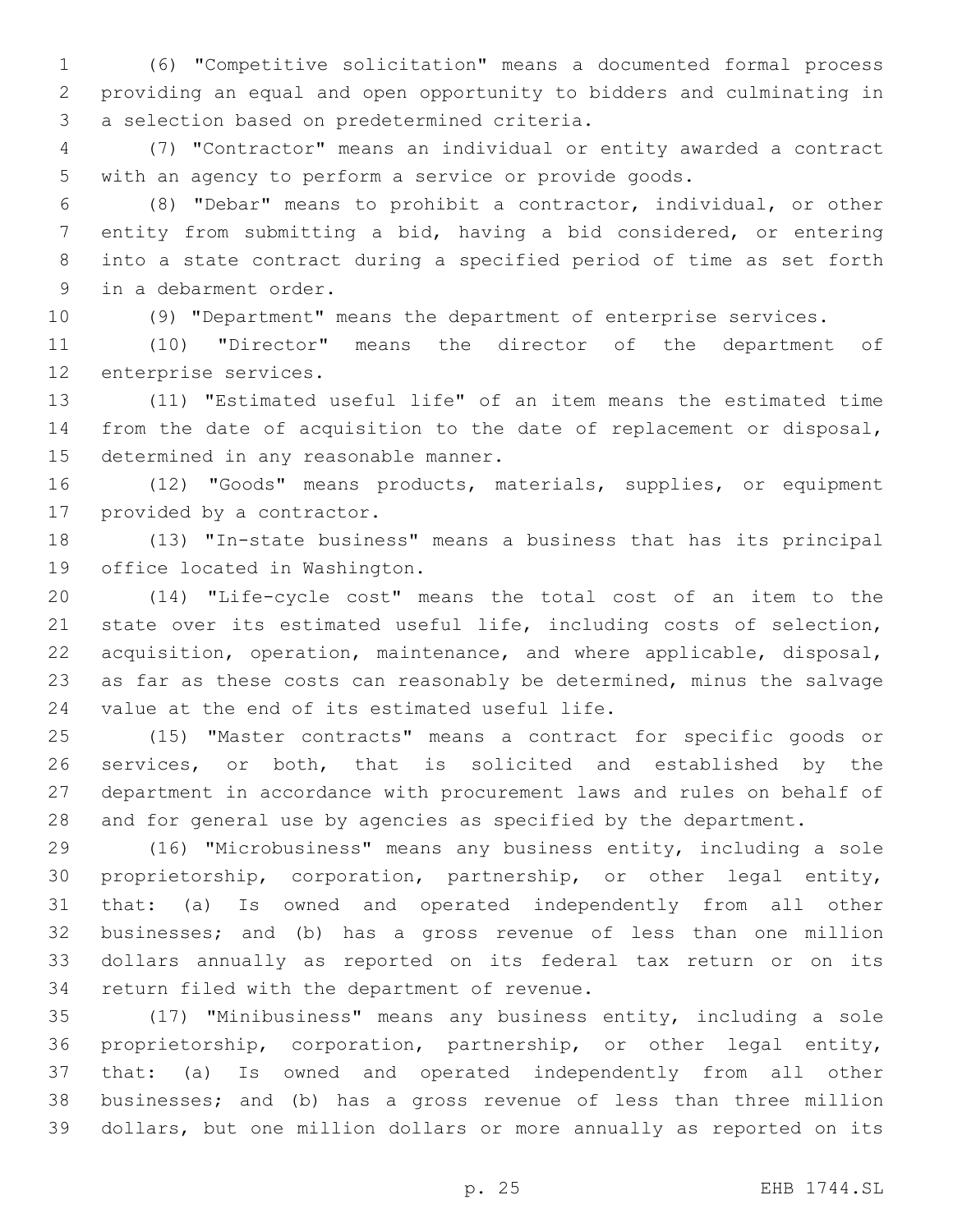(6) "Competitive solicitation" means a documented formal process providing an equal and open opportunity to bidders and culminating in a selection based on predetermined criteria.

(7) "Contractor" means an individual or entity awarded a contract with an agency to perform a service or provide goods.

(8) "Debar" means to prohibit a contractor, individual, or other entity from submitting a bid, having a bid considered, or entering into a state contract during a specified period of time as set forth in a debarment order.

(9) "Department" means the department of enterprise services.

(10) "Director" means the director of the department of enterprise services.

(11) "Estimated useful life" of an item means the estimated time from the date of acquisition to the date of replacement or disposal, determined in any reasonable manner.

(12) "Goods" means products, materials, supplies, or equipment provided by a contractor.

(13) "In-state business" means a business that has its principal office located in Washington.

(14) "Life-cycle cost" means the total cost of an item to the state over its estimated useful life, including costs of selection, acquisition, operation, maintenance, and where applicable, disposal, as far as these costs can reasonably be determined, minus the salvage value at the end of its estimated useful life.

(15) "Master contracts" means a contract for specific goods or services, or both, that is solicited and established by the department in accordance with procurement laws and rules on behalf of and for general use by agencies as specified by the department.

(16) "Microbusiness" means any business entity, including a sole proprietorship, corporation, partnership, or other legal entity, that: (a) Is owned and operated independently from all other businesses; and (b) has a gross revenue of less than one million dollars annually as reported on its federal tax return or on its return filed with the department of revenue.

(17) "Minibusiness" means any business entity, including a sole proprietorship, corporation, partnership, or other legal entity, that: (a) Is owned and operated independently from all other businesses; and (b) has a gross revenue of less than three million dollars, but one million dollars or more annually as reported on its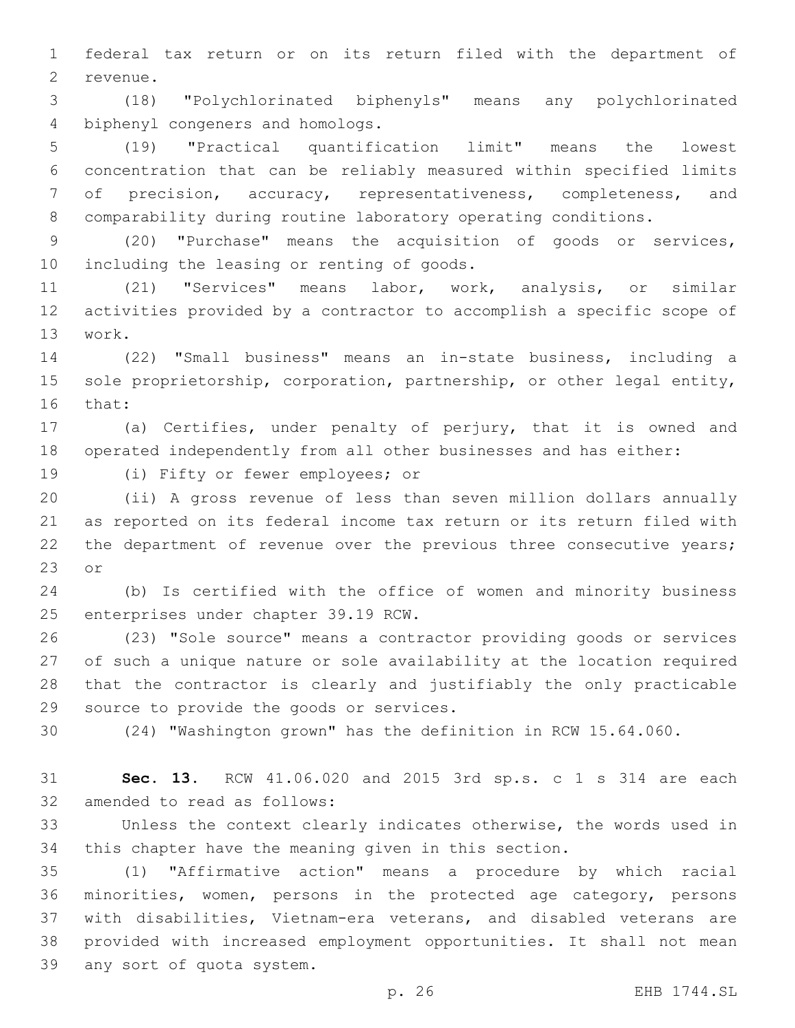federal tax return or on its return filed with the department of revenue.

(18) "Polychlorinated biphenyls" means any polychlorinated biphenyl congeners and homologs.

(19) "Practical quantification limit" means the lowest concentration that can be reliably measured within specified limits of precision, accuracy, representativeness, completeness, and comparability during routine laboratory operating conditions.

(20) "Purchase" means the acquisition of goods or services, including the leasing or renting of goods.

(21) "Services" means labor, work, analysis, or similar activities provided by a contractor to accomplish a specific scope of work.

(22) "Small business" means an in-state business, including a sole proprietorship, corporation, partnership, or other legal entity, that:

(a) Certifies, under penalty of perjury, that it is owned and operated independently from all other businesses and has either:

(i) Fifty or fewer employees; or

(ii) A gross revenue of less than seven million dollars annually as reported on its federal income tax return or its return filed with the department of revenue over the previous three consecutive years; or

(b) Is certified with the office of women and minority business enterprises under chapter 39.19 RCW.

(23) "Sole source" means a contractor providing goods or services of such a unique nature or sole availability at the location required that the contractor is clearly and justifiably the only practicable source to provide the goods or services.

(24) "Washington grown" has the definition in RCW 15.64.060.

**Sec. 13.** RCW 41.06.020 and 2015 3rd sp.s. c 1 s 314 are each amended to read as follows:

Unless the context clearly indicates otherwise, the words used in this chapter have the meaning given in this section.

(1) "Affirmative action" means a procedure by which racial minorities, women, persons in the protected age category, persons with disabilities, Vietnam-era veterans, and disabled veterans are provided with increased employment opportunities. It shall not mean any sort of quota system.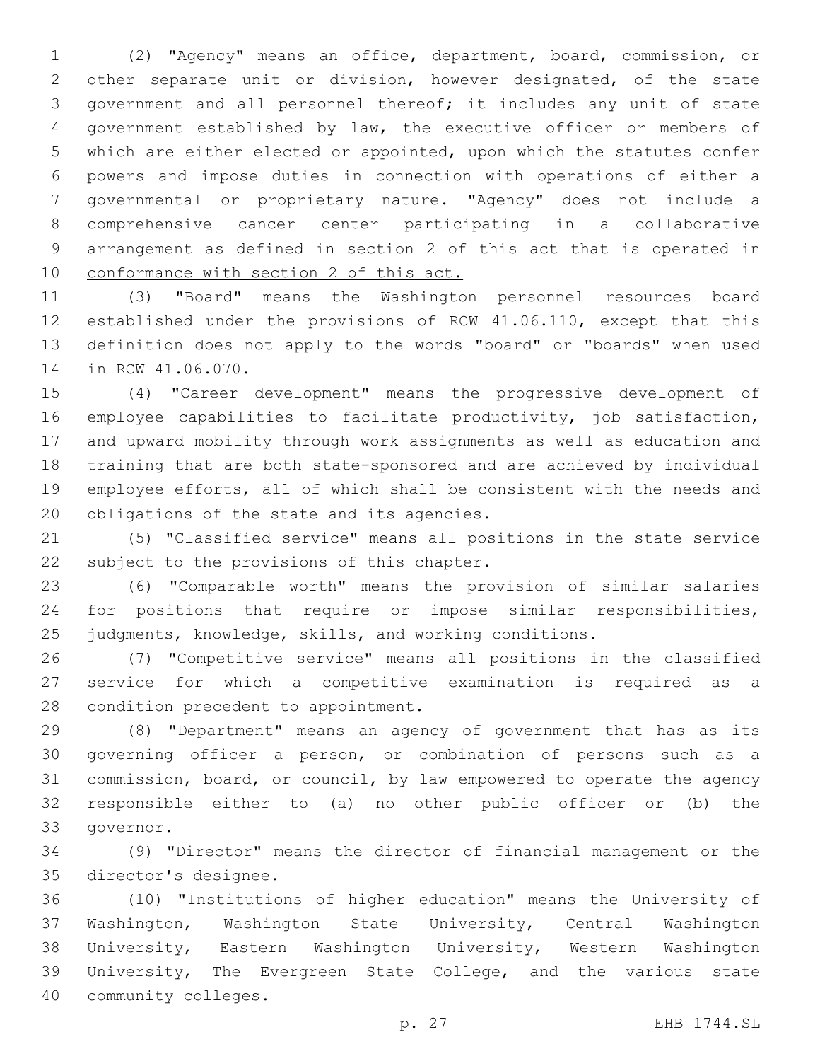(2) "Agency" means an office, department, board, commission, or other separate unit or division, however designated, of the state government and all personnel thereof; it includes any unit of state government established by law, the executive officer or members of which are either elected or appointed, upon which the statutes confer powers and impose duties in connection with operations of either a governmental or proprietary nature. <u>"Agency" does not include a comprehensive cancer center participating in a collaborative arrangement as defined in section 2 of this act that is operated in conformance with section 2 of this act.</u>

(3) "Board" means the Washington personnel resources board established under the provisions of RCW 41.06.110, except that this definition does not apply to the words "board" or "boards" when used in RCW 41.06.070.

(4) "Career development" means the progressive development of employee capabilities to facilitate productivity, job satisfaction, and upward mobility through work assignments as well as education and training that are both state-sponsored and are achieved by individual employee efforts, all of which shall be consistent with the needs and obligations of the state and its agencies.

(5) "Classified service" means all positions in the state service subject to the provisions of this chapter.

(6) "Comparable worth" means the provision of similar salaries for positions that require or impose similar responsibilities, judgments, knowledge, skills, and working conditions.

(7) "Competitive service" means all positions in the classified service for which a competitive examination is required as a condition precedent to appointment.

(8) "Department" means an agency of government that has as its governing officer a person, or combination of persons such as a commission, board, or council, by law empowered to operate the agency responsible either to (a) no other public officer or (b) the governor.

(9) "Director" means the director of financial management or the director's designee.

(10) "Institutions of higher education" means the University of Washington, Washington State University, Central Washington University, Eastern Washington University, Western Washington University, The Evergreen State College, and the various state community colleges.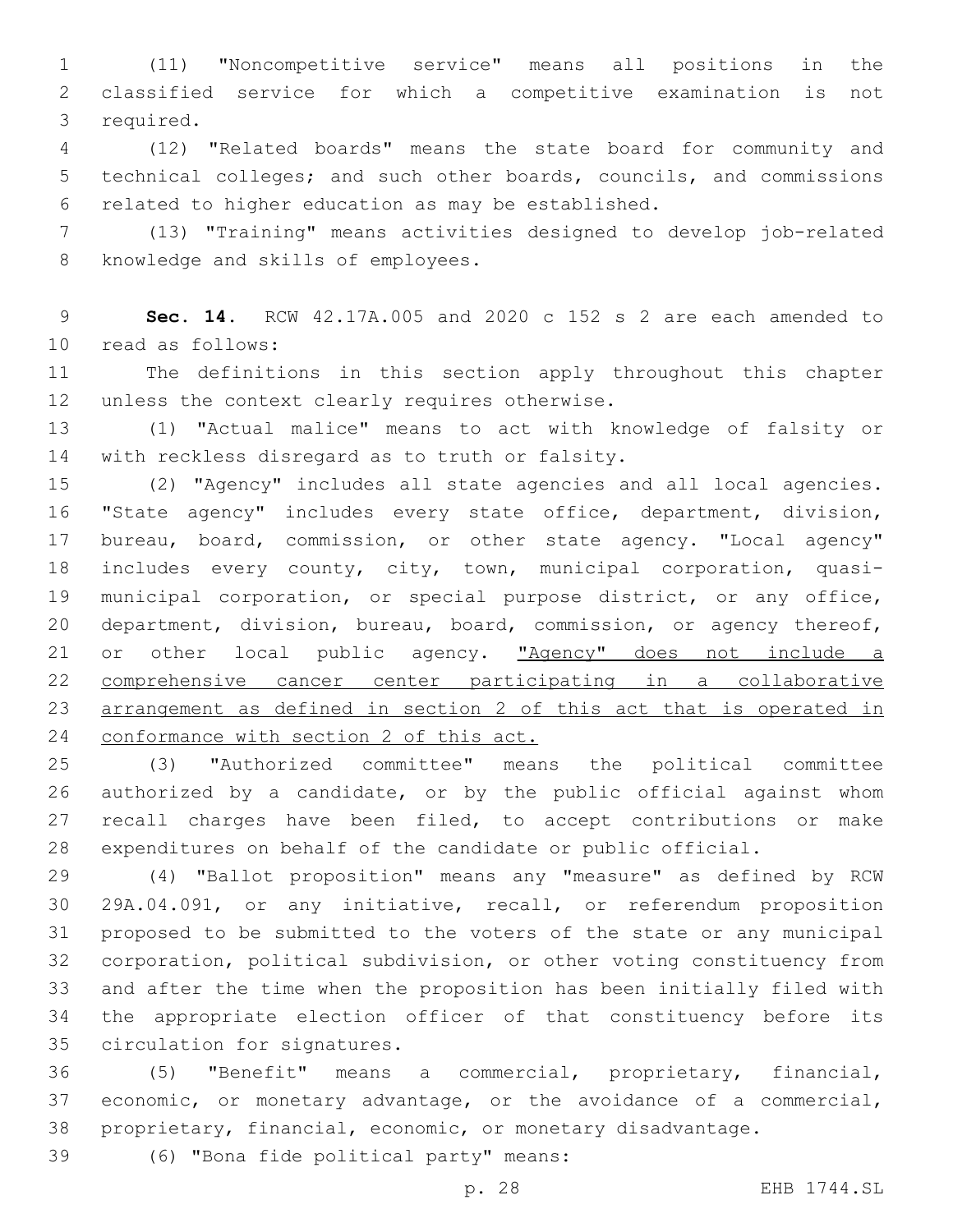(11) "Noncompetitive service" means all positions in the classified service for which a competitive examination is not required.

(12) "Related boards" means the state board for community and technical colleges; and such other boards, councils, and commissions related to higher education as may be established.

(13) "Training" means activities designed to develop job-related knowledge and skills of employees.

**Sec. 14.** RCW 42.17A.005 and 2020 c 152 s 2 are each amended to read as follows:

The definitions in this section apply throughout this chapter unless the context clearly requires otherwise.

(1) "Actual malice" means to act with knowledge of falsity or with reckless disregard as to truth or falsity.

(2) "Agency" includes all state agencies and all local agencies. "State agency" includes every state office, department, division, bureau, board, commission, or other state agency. "Local agency" includes every county, city, town, municipal corporation, quasi-municipal corporation, or special purpose district, or any office, department, division, bureau, board, commission, or agency thereof, or other local public agency. <u>"Agency" does not include a comprehensive cancer center participating in a collaborative arrangement as defined in section 2 of this act that is operated in conformance with section 2 of this act.</u>

(3) "Authorized committee" means the political committee authorized by a candidate, or by the public official against whom recall charges have been filed, to accept contributions or make expenditures on behalf of the candidate or public official.

(4) "Ballot proposition" means any "measure" as defined by RCW 29A.04.091, or any initiative, recall, or referendum proposition proposed to be submitted to the voters of the state or any municipal corporation, political subdivision, or other voting constituency from and after the time when the proposition has been initially filed with the appropriate election officer of that constituency before its circulation for signatures.

(5) "Benefit" means a commercial, proprietary, financial, economic, or monetary advantage, or the avoidance of a commercial, proprietary, financial, economic, or monetary disadvantage.

(6) "Bona fide political party" means: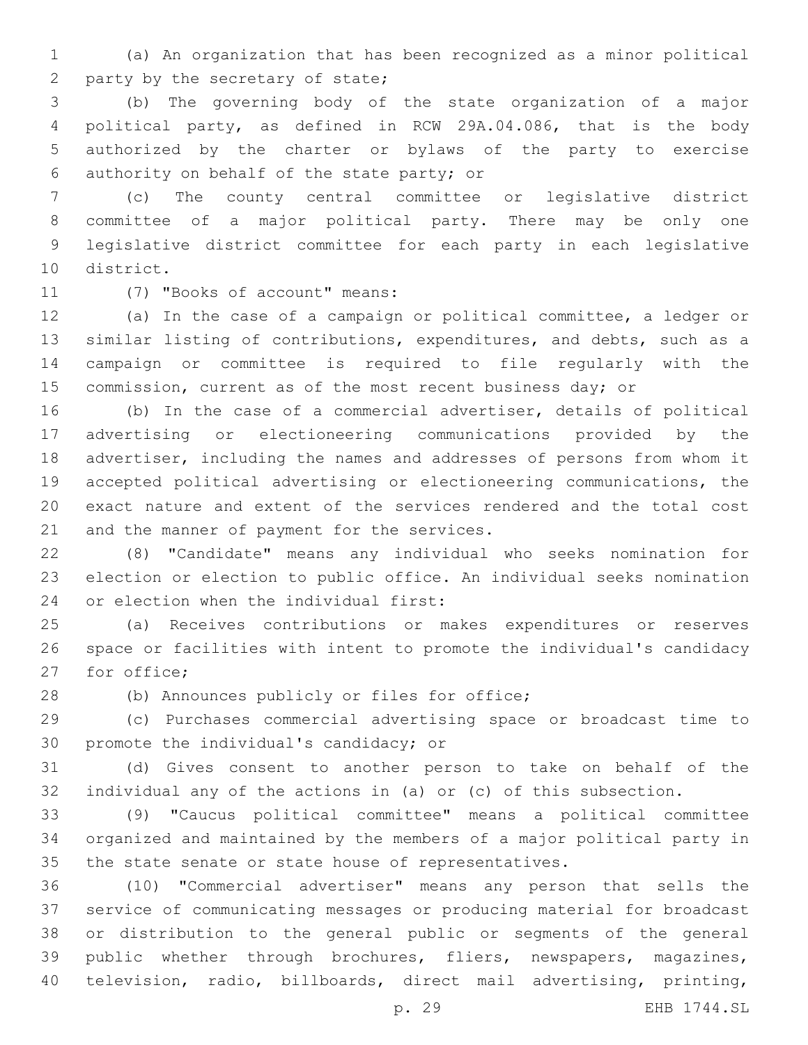(a) An organization that has been recognized as a minor political party by the secretary of state;

(b) The governing body of the state organization of a major political party, as defined in RCW 29A.04.086, that is the body authorized by the charter or bylaws of the party to exercise authority on behalf of the state party; or

(c) The county central committee or legislative district committee of a major political party. There may be only one legislative district committee for each party in each legislative district.

(7) "Books of account" means:

(a) In the case of a campaign or political committee, a ledger or similar listing of contributions, expenditures, and debts, such as a campaign or committee is required to file regularly with the commission, current as of the most recent business day; or

(b) In the case of a commercial advertiser, details of political advertising or electioneering communications provided by the advertiser, including the names and addresses of persons from whom it accepted political advertising or electioneering communications, the exact nature and extent of the services rendered and the total cost and the manner of payment for the services.

(8) "Candidate" means any individual who seeks nomination for election or election to public office. An individual seeks nomination or election when the individual first:

(a) Receives contributions or makes expenditures or reserves space or facilities with intent to promote the individual's candidacy for office;

(b) Announces publicly or files for office;

(c) Purchases commercial advertising space or broadcast time to promote the individual's candidacy; or

(d) Gives consent to another person to take on behalf of the individual any of the actions in (a) or (c) of this subsection.

(9) "Caucus political committee" means a political committee organized and maintained by the members of a major political party in the state senate or state house of representatives.

(10) "Commercial advertiser" means any person that sells the service of communicating messages or producing material for broadcast or distribution to the general public or segments of the general public whether through brochures, fliers, newspapers, magazines, television, radio, billboards, direct mail advertising, printing,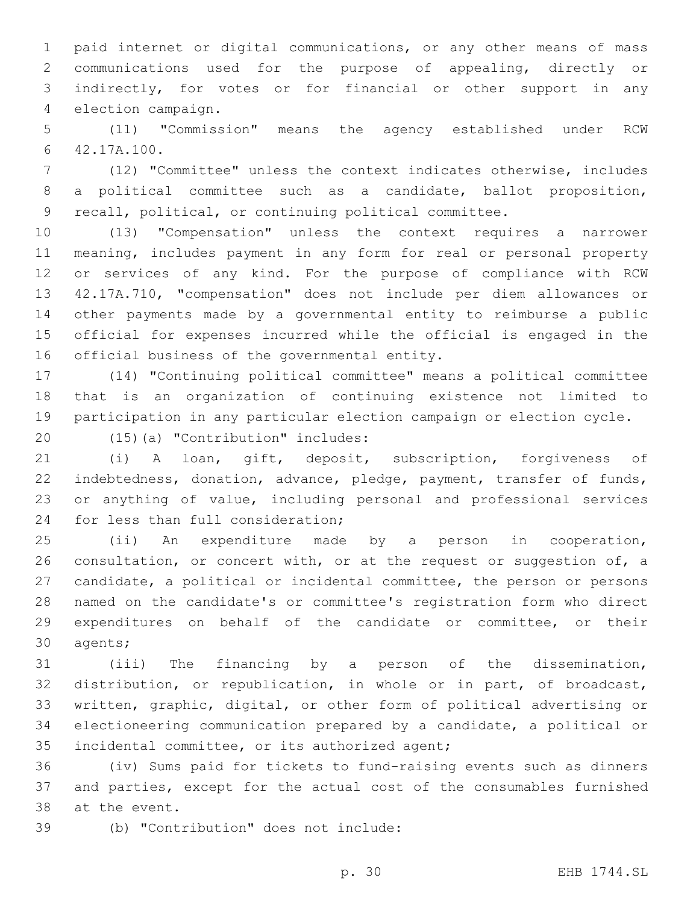paid internet or digital communications, or any other means of mass communications used for the purpose of appealing, directly or indirectly, for votes or for financial or other support in any election campaign.

(11) "Commission" means the agency established under RCW 42.17A.100.

(12) "Committee" unless the context indicates otherwise, includes a political committee such as a candidate, ballot proposition, recall, political, or continuing political committee.

(13) "Compensation" unless the context requires a narrower meaning, includes payment in any form for real or personal property or services of any kind. For the purpose of compliance with RCW 42.17A.710, "compensation" does not include per diem allowances or other payments made by a governmental entity to reimburse a public official for expenses incurred while the official is engaged in the official business of the governmental entity.

(14) "Continuing political committee" means a political committee that is an organization of continuing existence not limited to participation in any particular election campaign or election cycle.

(15)(a) "Contribution" includes:

(i) A loan, gift, deposit, subscription, forgiveness of indebtedness, donation, advance, pledge, payment, transfer of funds, or anything of value, including personal and professional services for less than full consideration;

(ii) An expenditure made by a person in cooperation, consultation, or concert with, or at the request or suggestion of, a candidate, a political or incidental committee, the person or persons named on the candidate's or committee's registration form who direct expenditures on behalf of the candidate or committee, or their agents;

(iii) The financing by a person of the dissemination, distribution, or republication, in whole or in part, of broadcast, written, graphic, digital, or other form of political advertising or electioneering communication prepared by a candidate, a political or incidental committee, or its authorized agent;

(iv) Sums paid for tickets to fund-raising events such as dinners and parties, except for the actual cost of the consumables furnished at the event.

(b) "Contribution" does not include: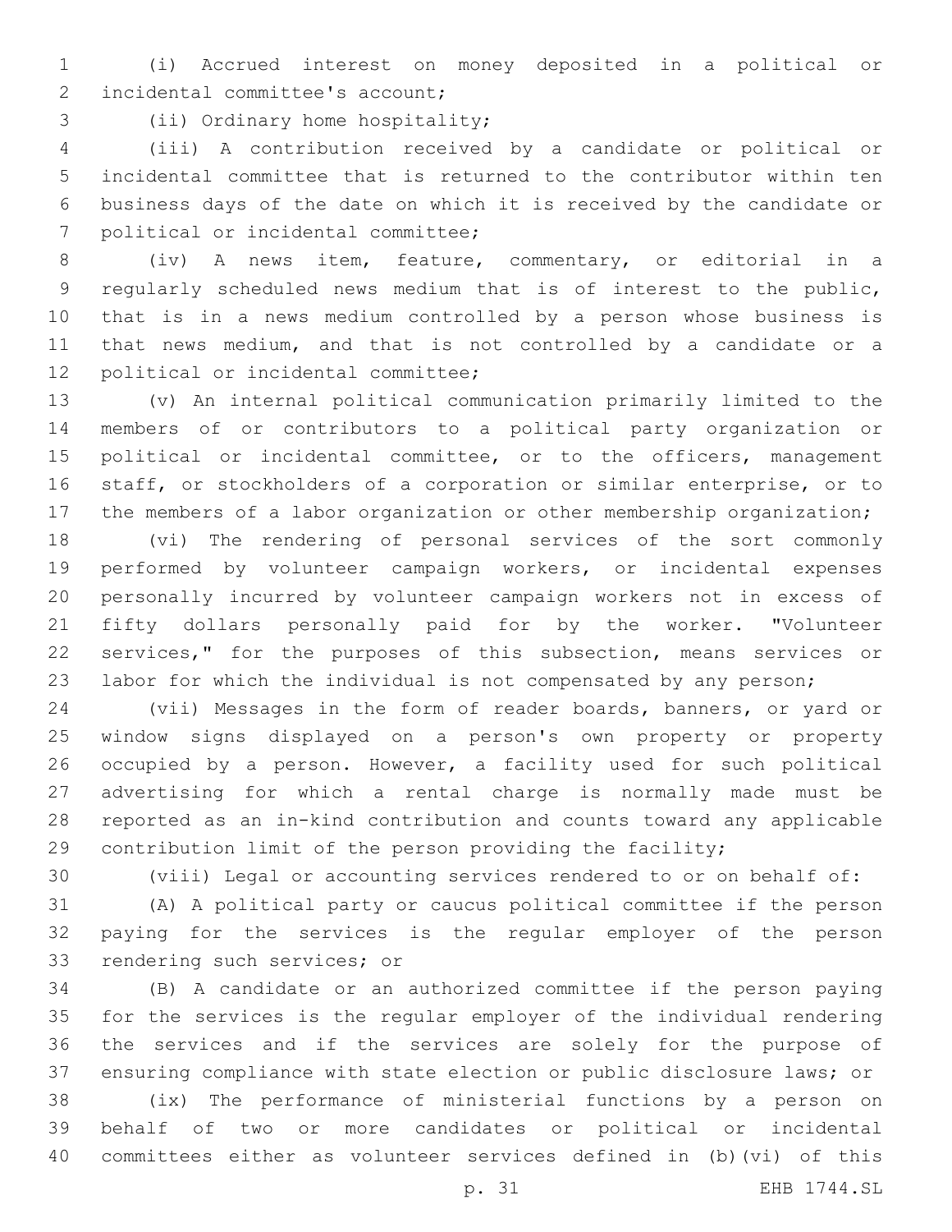(i) Accrued interest on money deposited in a political or incidental committee's account;

(ii) Ordinary home hospitality;

(iii) A contribution received by a candidate or political or incidental committee that is returned to the contributor within ten business days of the date on which it is received by the candidate or political or incidental committee;

(iv) A news item, feature, commentary, or editorial in a regularly scheduled news medium that is of interest to the public, that is in a news medium controlled by a person whose business is that news medium, and that is not controlled by a candidate or a political or incidental committee;

(v) An internal political communication primarily limited to the members of or contributors to a political party organization or political or incidental committee, or to the officers, management staff, or stockholders of a corporation or similar enterprise, or to the members of a labor organization or other membership organization;

(vi) The rendering of personal services of the sort commonly performed by volunteer campaign workers, or incidental expenses personally incurred by volunteer campaign workers not in excess of fifty dollars personally paid for by the worker. "Volunteer services," for the purposes of this subsection, means services or labor for which the individual is not compensated by any person;

(vii) Messages in the form of reader boards, banners, or yard or window signs displayed on a person's own property or property occupied by a person. However, a facility used for such political advertising for which a rental charge is normally made must be reported as an in-kind contribution and counts toward any applicable contribution limit of the person providing the facility;

(viii) Legal or accounting services rendered to or on behalf of:

(A) A political party or caucus political committee if the person paying for the services is the regular employer of the person rendering such services; or

(B) A candidate or an authorized committee if the person paying for the services is the regular employer of the individual rendering the services and if the services are solely for the purpose of ensuring compliance with state election or public disclosure laws; or

(ix) The performance of ministerial functions by a person on behalf of two or more candidates or political or incidental committees either as volunteer services defined in (b)(vi) of this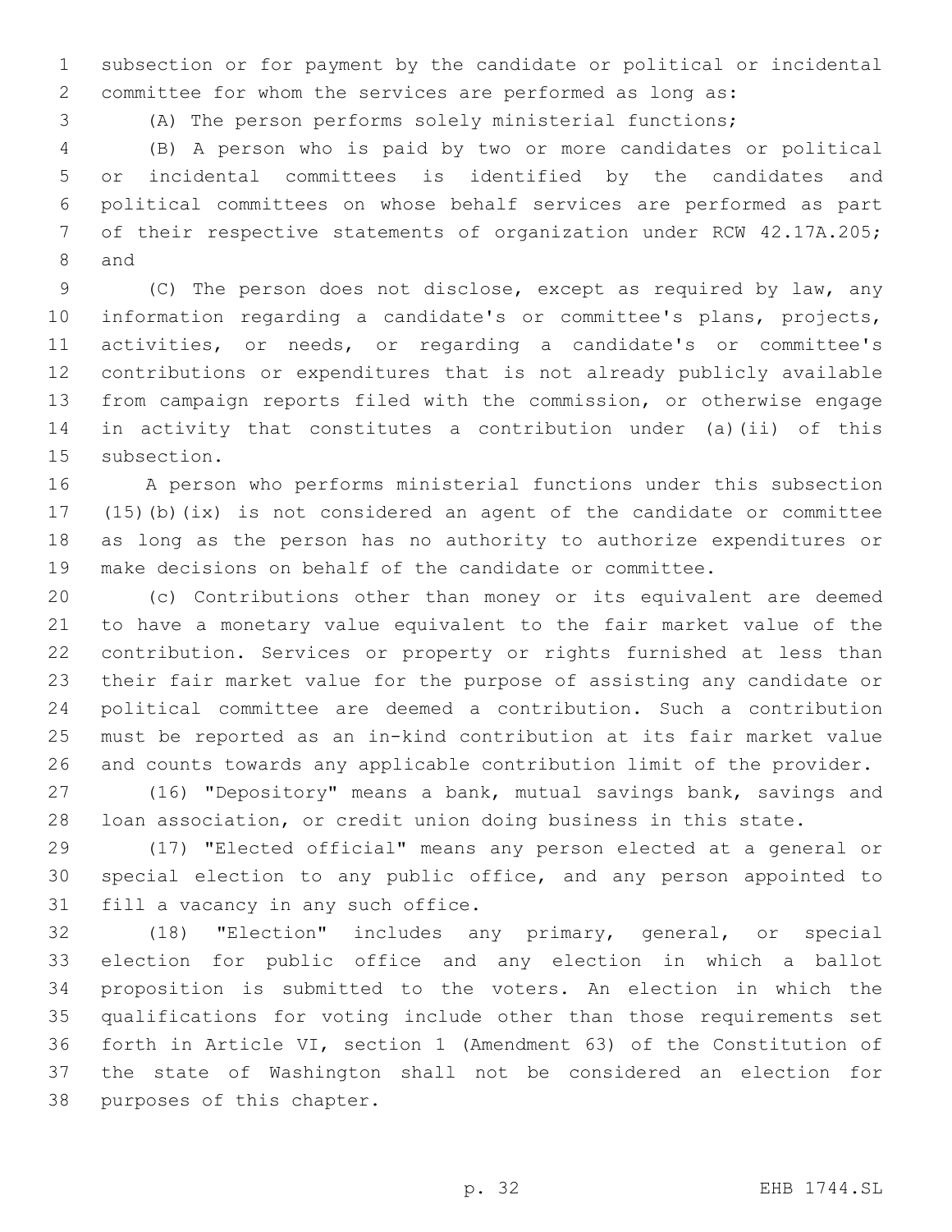subsection or for payment by the candidate or political or incidental committee for whom the services are performed as long as:

(A) The person performs solely ministerial functions;

(B) A person who is paid by two or more candidates or political or incidental committees is identified by the candidates and political committees on whose behalf services are performed as part of their respective statements of organization under RCW 42.17A.205; and

(C) The person does not disclose, except as required by law, any information regarding a candidate's or committee's plans, projects, activities, or needs, or regarding a candidate's or committee's contributions or expenditures that is not already publicly available from campaign reports filed with the commission, or otherwise engage in activity that constitutes a contribution under (a)(ii) of this subsection.

A person who performs ministerial functions under this subsection (15)(b)(ix) is not considered an agent of the candidate or committee as long as the person has no authority to authorize expenditures or make decisions on behalf of the candidate or committee.

(c) Contributions other than money or its equivalent are deemed to have a monetary value equivalent to the fair market value of the contribution. Services or property or rights furnished at less than their fair market value for the purpose of assisting any candidate or political committee are deemed a contribution. Such a contribution must be reported as an in-kind contribution at its fair market value and counts towards any applicable contribution limit of the provider.

(16) "Depository" means a bank, mutual savings bank, savings and loan association, or credit union doing business in this state.

(17) "Elected official" means any person elected at a general or special election to any public office, and any person appointed to fill a vacancy in any such office.

(18) "Election" includes any primary, general, or special election for public office and any election in which a ballot proposition is submitted to the voters. An election in which the qualifications for voting include other than those requirements set forth in Article VI, section 1 (Amendment 63) of the Constitution of the state of Washington shall not be considered an election for purposes of this chapter.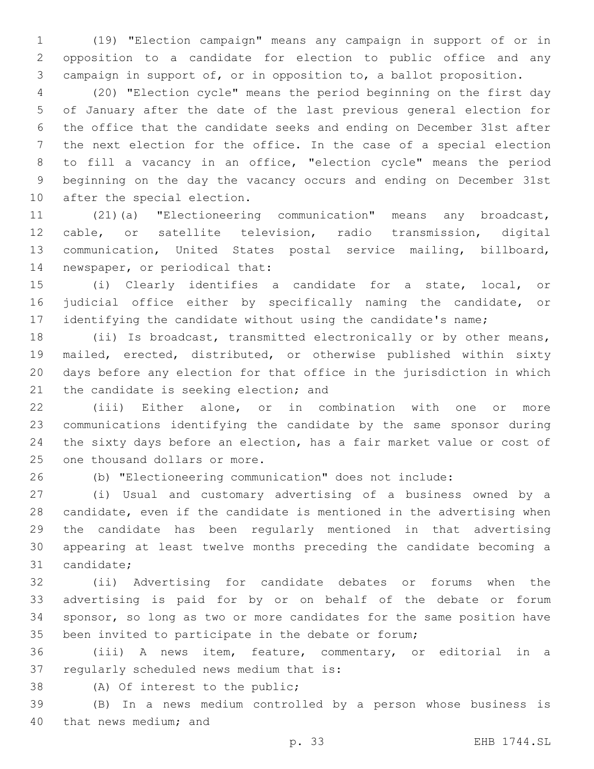(19) "Election campaign" means any campaign in support of or in opposition to a candidate for election to public office and any campaign in support of, or in opposition to, a ballot proposition.

(20) "Election cycle" means the period beginning on the first day of January after the date of the last previous general election for the office that the candidate seeks and ending on December 31st after the next election for the office. In the case of a special election to fill a vacancy in an office, "election cycle" means the period beginning on the day the vacancy occurs and ending on December 31st after the special election.

(21)(a) "Electioneering communication" means any broadcast, cable, or satellite television, radio transmission, digital communication, United States postal service mailing, billboard, newspaper, or periodical that:

(i) Clearly identifies a candidate for a state, local, or judicial office either by specifically naming the candidate, or identifying the candidate without using the candidate's name;

(ii) Is broadcast, transmitted electronically or by other means, mailed, erected, distributed, or otherwise published within sixty days before any election for that office in the jurisdiction in which the candidate is seeking election; and

(iii) Either alone, or in combination with one or more communications identifying the candidate by the same sponsor during the sixty days before an election, has a fair market value or cost of one thousand dollars or more.

(b) "Electioneering communication" does not include:

(i) Usual and customary advertising of a business owned by a candidate, even if the candidate is mentioned in the advertising when the candidate has been regularly mentioned in that advertising appearing at least twelve months preceding the candidate becoming a candidate;

(ii) Advertising for candidate debates or forums when the advertising is paid for by or on behalf of the debate or forum sponsor, so long as two or more candidates for the same position have been invited to participate in the debate or forum;

(iii) A news item, feature, commentary, or editorial in a regularly scheduled news medium that is:

(A) Of interest to the public;

(B) In a news medium controlled by a person whose business is that news medium; and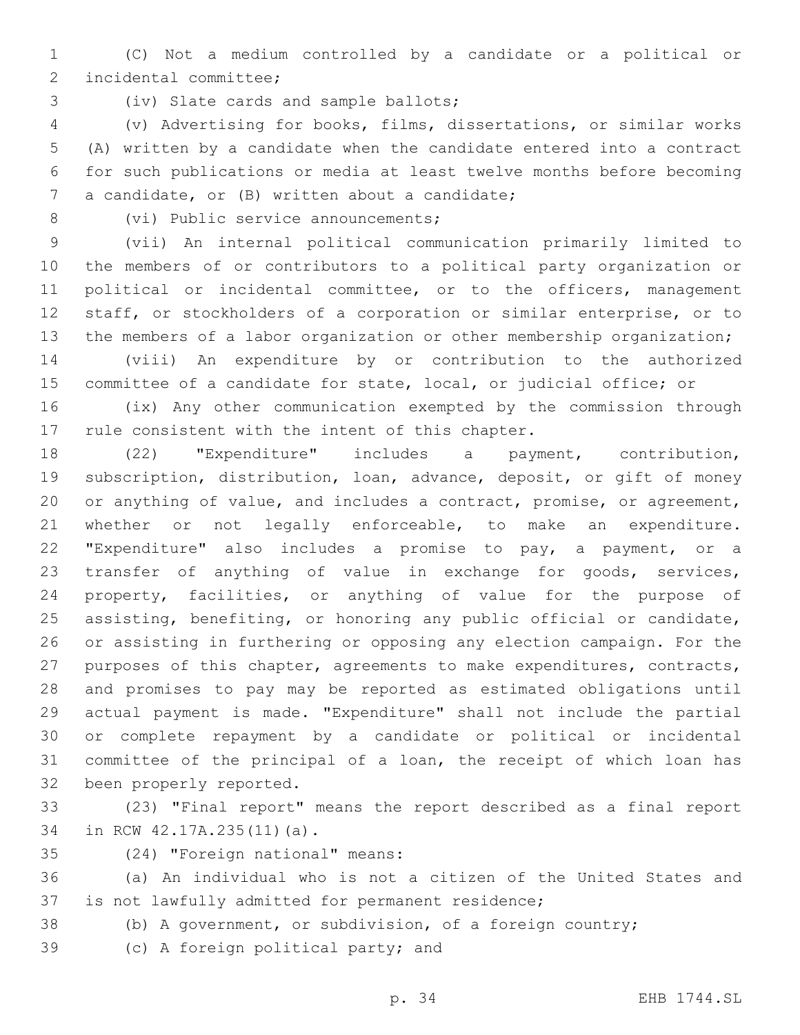(C) Not a medium controlled by a candidate or a political or incidental committee;

(iv) Slate cards and sample ballots;

(v) Advertising for books, films, dissertations, or similar works (A) written by a candidate when the candidate entered into a contract for such publications or media at least twelve months before becoming a candidate, or (B) written about a candidate;

(vi) Public service announcements;

(vii) An internal political communication primarily limited to the members of or contributors to a political party organization or political or incidental committee, or to the officers, management staff, or stockholders of a corporation or similar enterprise, or to the members of a labor organization or other membership organization;

(viii) An expenditure by or contribution to the authorized committee of a candidate for state, local, or judicial office; or

(ix) Any other communication exempted by the commission through rule consistent with the intent of this chapter.

(22) "Expenditure" includes a payment, contribution, subscription, distribution, loan, advance, deposit, or gift of money or anything of value, and includes a contract, promise, or agreement, whether or not legally enforceable, to make an expenditure. "Expenditure" also includes a promise to pay, a payment, or a transfer of anything of value in exchange for goods, services, property, facilities, or anything of value for the purpose of assisting, benefiting, or honoring any public official or candidate, or assisting in furthering or opposing any election campaign. For the purposes of this chapter, agreements to make expenditures, contracts, and promises to pay may be reported as estimated obligations until actual payment is made. "Expenditure" shall not include the partial or complete repayment by a candidate or political or incidental committee of the principal of a loan, the receipt of which loan has been properly reported.

(23) "Final report" means the report described as a final report in RCW 42.17A.235(11)(a).

(24) "Foreign national" means:

(a) An individual who is not a citizen of the United States and is not lawfully admitted for permanent residence;

(b) A government, or subdivision, of a foreign country;

(c) A foreign political party; and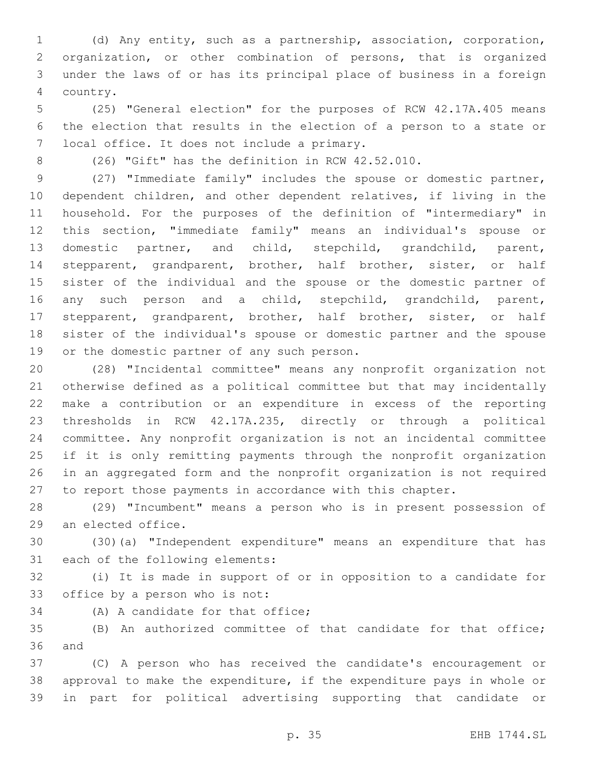(d) Any entity, such as a partnership, association, corporation, organization, or other combination of persons, that is organized under the laws of or has its principal place of business in a foreign country.

(25) "General election" for the purposes of RCW 42.17A.405 means the election that results in the election of a person to a state or local office. It does not include a primary.

(26) "Gift" has the definition in RCW 42.52.010.

(27) "Immediate family" includes the spouse or domestic partner, dependent children, and other dependent relatives, if living in the household. For the purposes of the definition of "intermediary" in this section, "immediate family" means an individual's spouse or domestic partner, and child, stepchild, grandchild, parent, stepparent, grandparent, brother, half brother, sister, or half sister of the individual and the spouse or the domestic partner of any such person and a child, stepchild, grandchild, parent, stepparent, grandparent, brother, half brother, sister, or half sister of the individual's spouse or domestic partner and the spouse or the domestic partner of any such person.

(28) "Incidental committee" means any nonprofit organization not otherwise defined as a political committee but that may incidentally make a contribution or an expenditure in excess of the reporting thresholds in RCW 42.17A.235, directly or through a political committee. Any nonprofit organization is not an incidental committee if it is only remitting payments through the nonprofit organization in an aggregated form and the nonprofit organization is not required to report those payments in accordance with this chapter.

(29) "Incumbent" means a person who is in present possession of an elected office.

(30)(a) "Independent expenditure" means an expenditure that has each of the following elements:

(i) It is made in support of or in opposition to a candidate for office by a person who is not:

(A) A candidate for that office;

(B) An authorized committee of that candidate for that office; and

(C) A person who has received the candidate's encouragement or approval to make the expenditure, if the expenditure pays in whole or in part for political advertising supporting that candidate or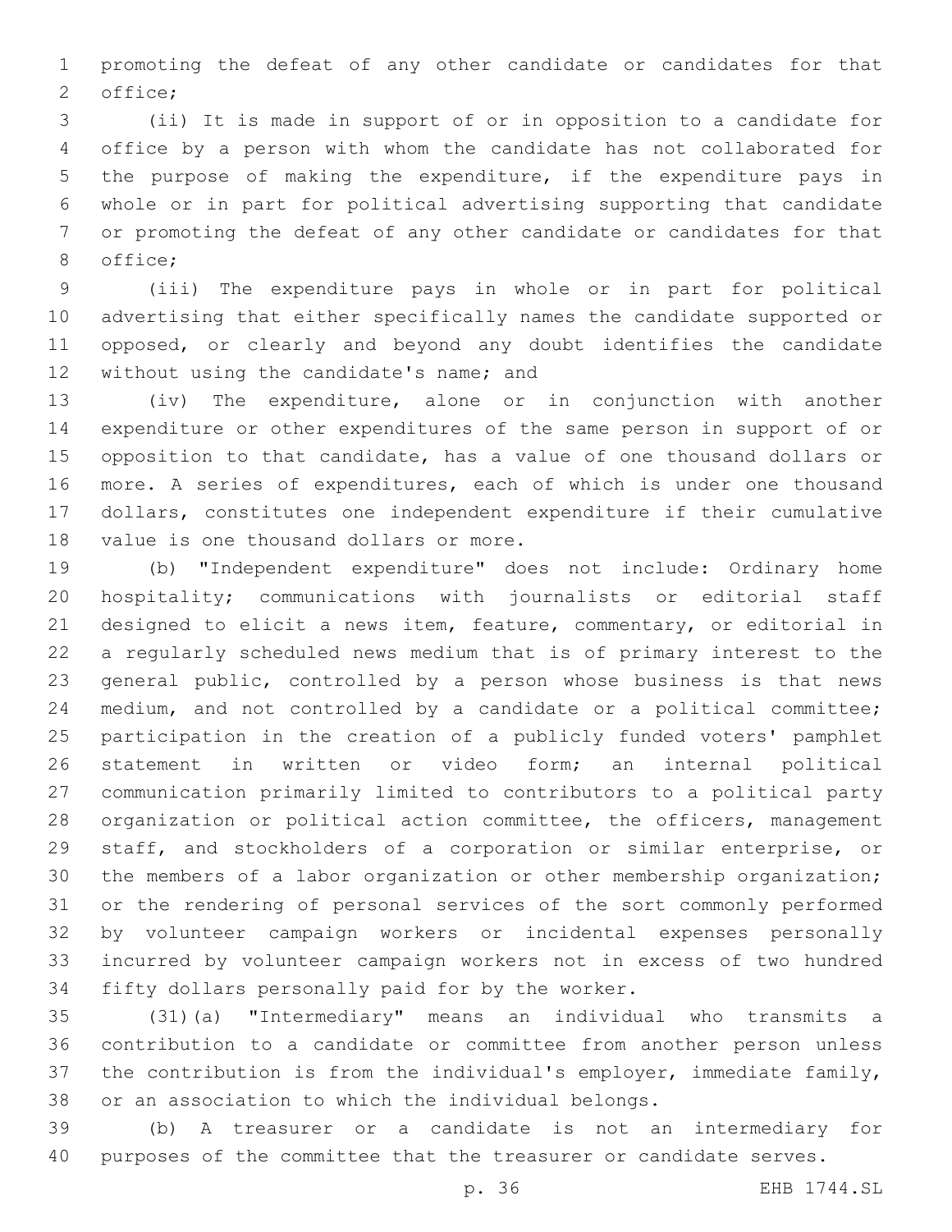promoting the defeat of any other candidate or candidates for that office;

(ii) It is made in support of or in opposition to a candidate for office by a person with whom the candidate has not collaborated for the purpose of making the expenditure, if the expenditure pays in whole or in part for political advertising supporting that candidate or promoting the defeat of any other candidate or candidates for that office;

(iii) The expenditure pays in whole or in part for political advertising that either specifically names the candidate supported or opposed, or clearly and beyond any doubt identifies the candidate without using the candidate's name; and

(iv) The expenditure, alone or in conjunction with another expenditure or other expenditures of the same person in support of or opposition to that candidate, has a value of one thousand dollars or more. A series of expenditures, each of which is under one thousand dollars, constitutes one independent expenditure if their cumulative value is one thousand dollars or more.

(b) "Independent expenditure" does not include: Ordinary home hospitality; communications with journalists or editorial staff designed to elicit a news item, feature, commentary, or editorial in a regularly scheduled news medium that is of primary interest to the general public, controlled by a person whose business is that news medium, and not controlled by a candidate or a political committee; participation in the creation of a publicly funded voters' pamphlet statement in written or video form; an internal political communication primarily limited to contributors to a political party organization or political action committee, the officers, management staff, and stockholders of a corporation or similar enterprise, or the members of a labor organization or other membership organization; or the rendering of personal services of the sort commonly performed by volunteer campaign workers or incidental expenses personally incurred by volunteer campaign workers not in excess of two hundred fifty dollars personally paid for by the worker.

(31)(a) "Intermediary" means an individual who transmits a contribution to a candidate or committee from another person unless the contribution is from the individual's employer, immediate family, or an association to which the individual belongs.

(b) A treasurer or a candidate is not an intermediary for purposes of the committee that the treasurer or candidate serves.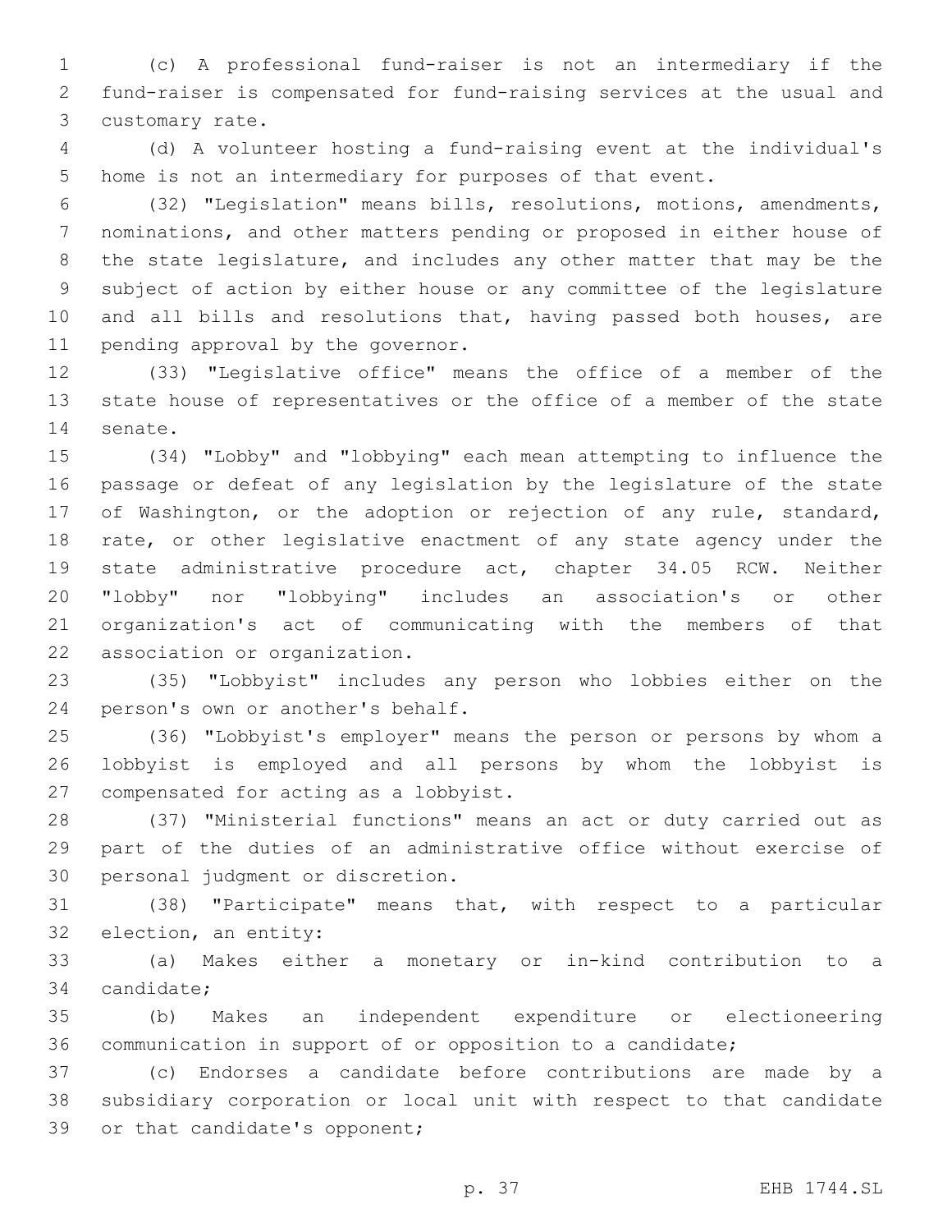(c) A professional fund-raiser is not an intermediary if the fund-raiser is compensated for fund-raising services at the usual and customary rate.

(d) A volunteer hosting a fund-raising event at the individual's home is not an intermediary for purposes of that event.

(32) "Legislation" means bills, resolutions, motions, amendments, nominations, and other matters pending or proposed in either house of the state legislature, and includes any other matter that may be the subject of action by either house or any committee of the legislature and all bills and resolutions that, having passed both houses, are pending approval by the governor.

(33) "Legislative office" means the office of a member of the state house of representatives or the office of a member of the state senate.

(34) "Lobby" and "lobbying" each mean attempting to influence the passage or defeat of any legislation by the legislature of the state of Washington, or the adoption or rejection of any rule, standard, rate, or other legislative enactment of any state agency under the state administrative procedure act, chapter 34.05 RCW. Neither "lobby" nor "lobbying" includes an association's or other organization's act of communicating with the members of that association or organization.

(35) "Lobbyist" includes any person who lobbies either on the person's own or another's behalf.

(36) "Lobbyist's employer" means the person or persons by whom a lobbyist is employed and all persons by whom the lobbyist is compensated for acting as a lobbyist.

(37) "Ministerial functions" means an act or duty carried out as part of the duties of an administrative office without exercise of personal judgment or discretion.

(38) "Participate" means that, with respect to a particular election, an entity:

(a) Makes either a monetary or in-kind contribution to a candidate;

(b) Makes an independent expenditure or electioneering communication in support of or opposition to a candidate;

(c) Endorses a candidate before contributions are made by a subsidiary corporation or local unit with respect to that candidate or that candidate's opponent;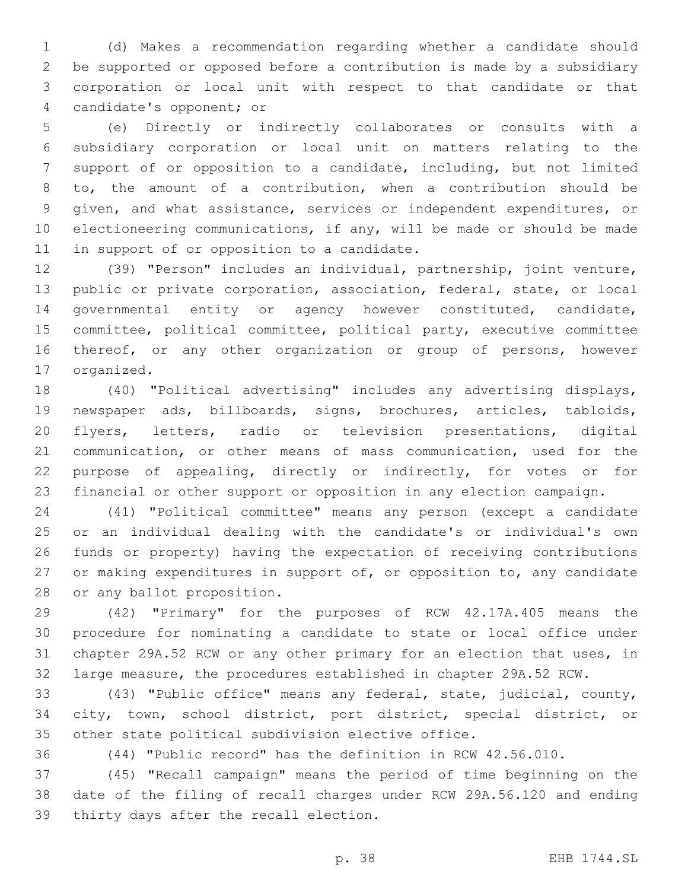(d) Makes a recommendation regarding whether a candidate should be supported or opposed before a contribution is made by a subsidiary corporation or local unit with respect to that candidate or that candidate's opponent; or

(e) Directly or indirectly collaborates or consults with a subsidiary corporation or local unit on matters relating to the support of or opposition to a candidate, including, but not limited to, the amount of a contribution, when a contribution should be given, and what assistance, services or independent expenditures, or electioneering communications, if any, will be made or should be made in support of or opposition to a candidate.

(39) "Person" includes an individual, partnership, joint venture, public or private corporation, association, federal, state, or local governmental entity or agency however constituted, candidate, committee, political committee, political party, executive committee thereof, or any other organization or group of persons, however organized.

(40) "Political advertising" includes any advertising displays, newspaper ads, billboards, signs, brochures, articles, tabloids, flyers, letters, radio or television presentations, digital communication, or other means of mass communication, used for the purpose of appealing, directly or indirectly, for votes or for financial or other support or opposition in any election campaign.

(41) "Political committee" means any person (except a candidate or an individual dealing with the candidate's or individual's own funds or property) having the expectation of receiving contributions or making expenditures in support of, or opposition to, any candidate or any ballot proposition.

(42) "Primary" for the purposes of RCW 42.17A.405 means the procedure for nominating a candidate to state or local office under chapter 29A.52 RCW or any other primary for an election that uses, in large measure, the procedures established in chapter 29A.52 RCW.

(43) "Public office" means any federal, state, judicial, county, city, town, school district, port district, special district, or other state political subdivision elective office.

(44) "Public record" has the definition in RCW 42.56.010.

(45) "Recall campaign" means the period of time beginning on the date of the filing of recall charges under RCW 29A.56.120 and ending thirty days after the recall election.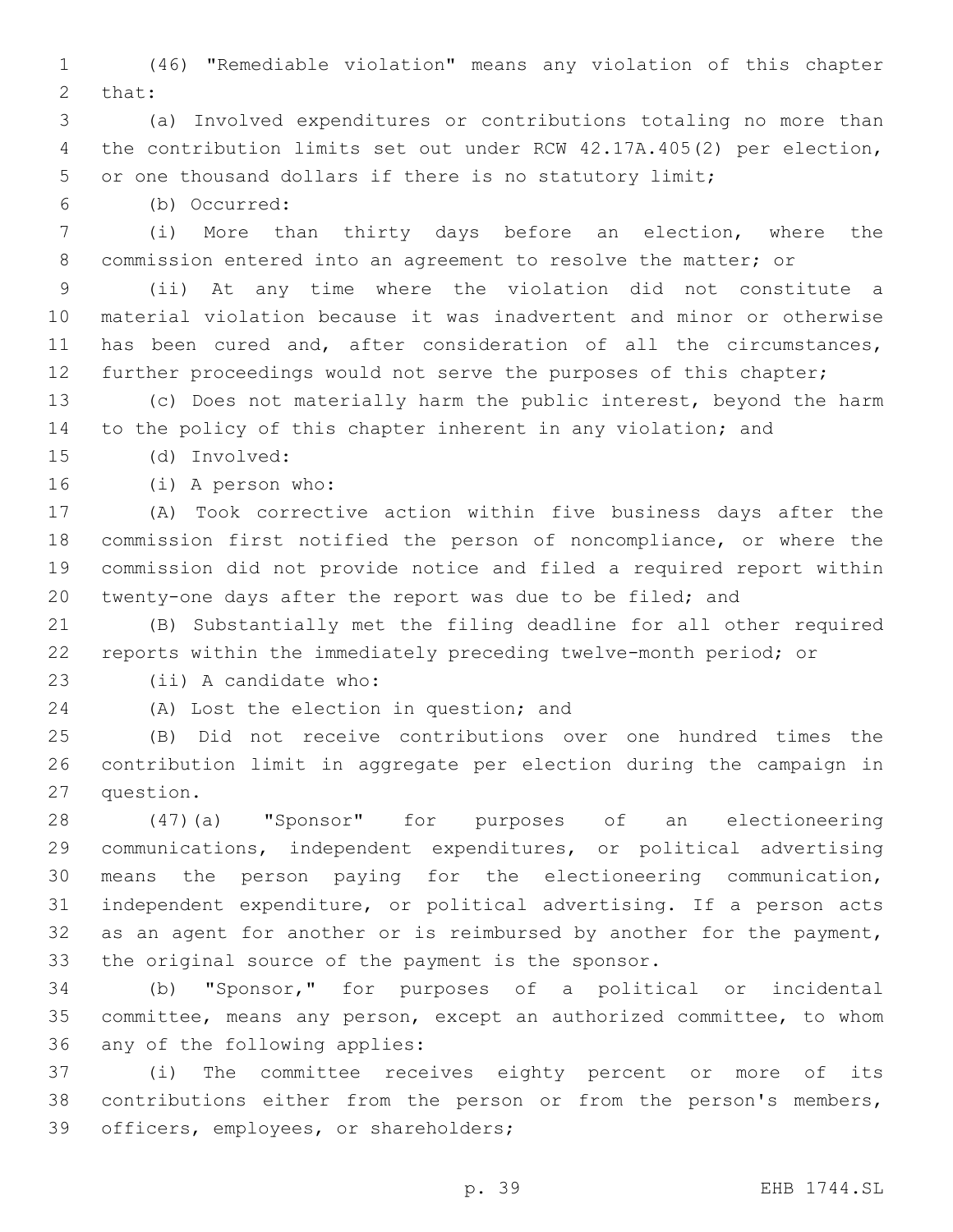(46) "Remediable violation" means any violation of this chapter that:

(a) Involved expenditures or contributions totaling no more than the contribution limits set out under RCW 42.17A.405(2) per election, or one thousand dollars if there is no statutory limit;

(b) Occurred:

(i) More than thirty days before an election, where the commission entered into an agreement to resolve the matter; or

(ii) At any time where the violation did not constitute a material violation because it was inadvertent and minor or otherwise has been cured and, after consideration of all the circumstances, further proceedings would not serve the purposes of this chapter;

(c) Does not materially harm the public interest, beyond the harm to the policy of this chapter inherent in any violation; and

(d) Involved:

(i) A person who:

(A) Took corrective action within five business days after the commission first notified the person of noncompliance, or where the commission did not provide notice and filed a required report within twenty-one days after the report was due to be filed; and

(B) Substantially met the filing deadline for all other required reports within the immediately preceding twelve-month period; or

(ii) A candidate who:

(A) Lost the election in question; and

(B) Did not receive contributions over one hundred times the contribution limit in aggregate per election during the campaign in question.

(47)(a) "Sponsor" for purposes of an electioneering communications, independent expenditures, or political advertising means the person paying for the electioneering communication, independent expenditure, or political advertising. If a person acts as an agent for another or is reimbursed by another for the payment, the original source of the payment is the sponsor.

(b) "Sponsor," for purposes of a political or incidental committee, means any person, except an authorized committee, to whom any of the following applies:

(i) The committee receives eighty percent or more of its contributions either from the person or from the person's members, officers, employees, or shareholders;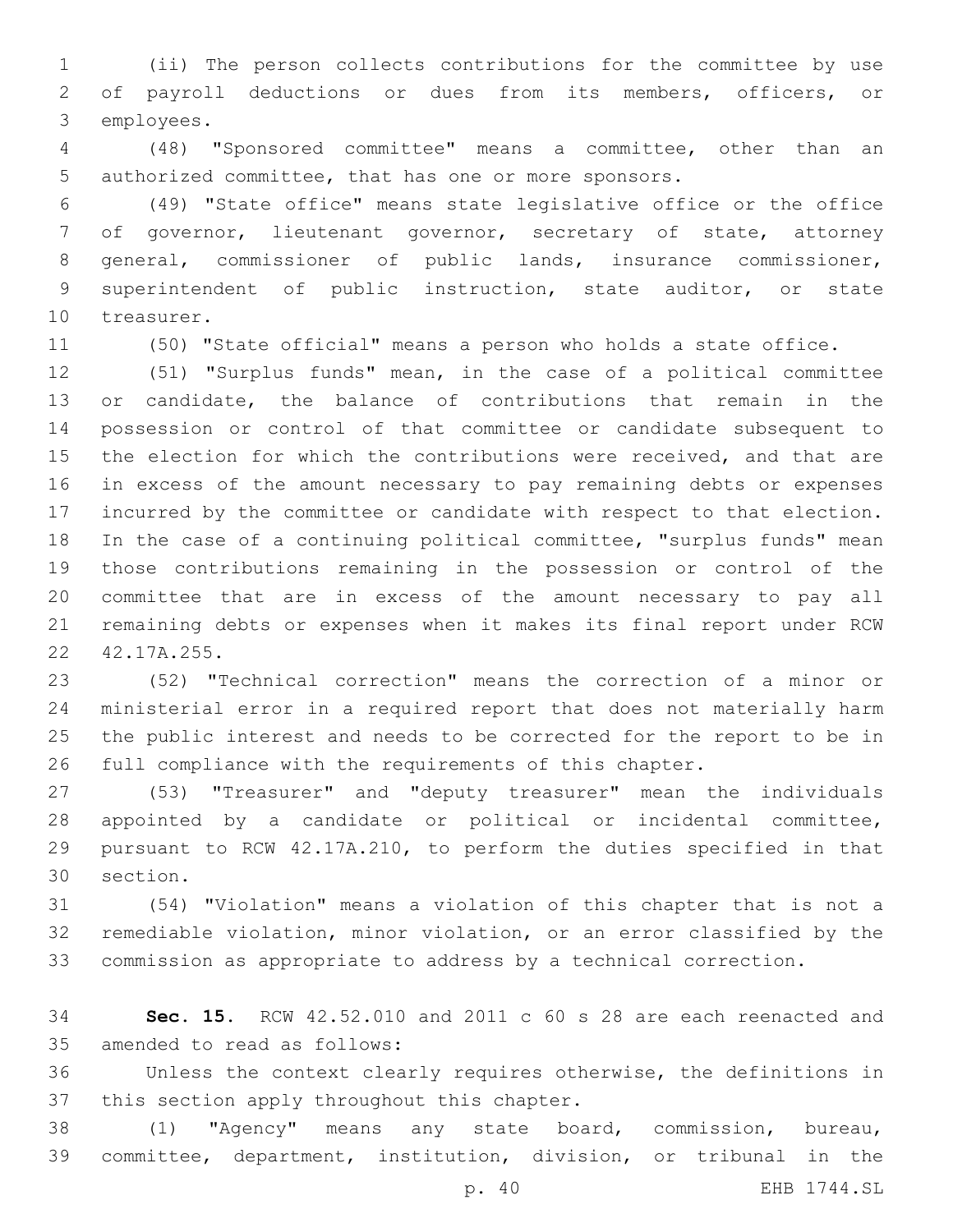(ii) The person collects contributions for the committee by use of payroll deductions or dues from its members, officers, or employees.

(48) "Sponsored committee" means a committee, other than an authorized committee, that has one or more sponsors.

(49) "State office" means state legislative office or the office of governor, lieutenant governor, secretary of state, attorney general, commissioner of public lands, insurance commissioner, superintendent of public instruction, state auditor, or state treasurer.

(50) "State official" means a person who holds a state office.

(51) "Surplus funds" mean, in the case of a political committee or candidate, the balance of contributions that remain in the possession or control of that committee or candidate subsequent to the election for which the contributions were received, and that are in excess of the amount necessary to pay remaining debts or expenses incurred by the committee or candidate with respect to that election. In the case of a continuing political committee, "surplus funds" mean those contributions remaining in the possession or control of the committee that are in excess of the amount necessary to pay all remaining debts or expenses when it makes its final report under RCW 42.17A.255.

(52) "Technical correction" means the correction of a minor or ministerial error in a required report that does not materially harm the public interest and needs to be corrected for the report to be in full compliance with the requirements of this chapter.

(53) "Treasurer" and "deputy treasurer" mean the individuals appointed by a candidate or political or incidental committee, pursuant to RCW 42.17A.210, to perform the duties specified in that section.

(54) "Violation" means a violation of this chapter that is not a remediable violation, minor violation, or an error classified by the commission as appropriate to address by a technical correction.

**Sec. 15.** RCW 42.52.010 and 2011 c 60 s 28 are each reenacted and amended to read as follows:

Unless the context clearly requires otherwise, the definitions in this section apply throughout this chapter.

(1) "Agency" means any state board, commission, bureau, committee, department, institution, division, or tribunal in the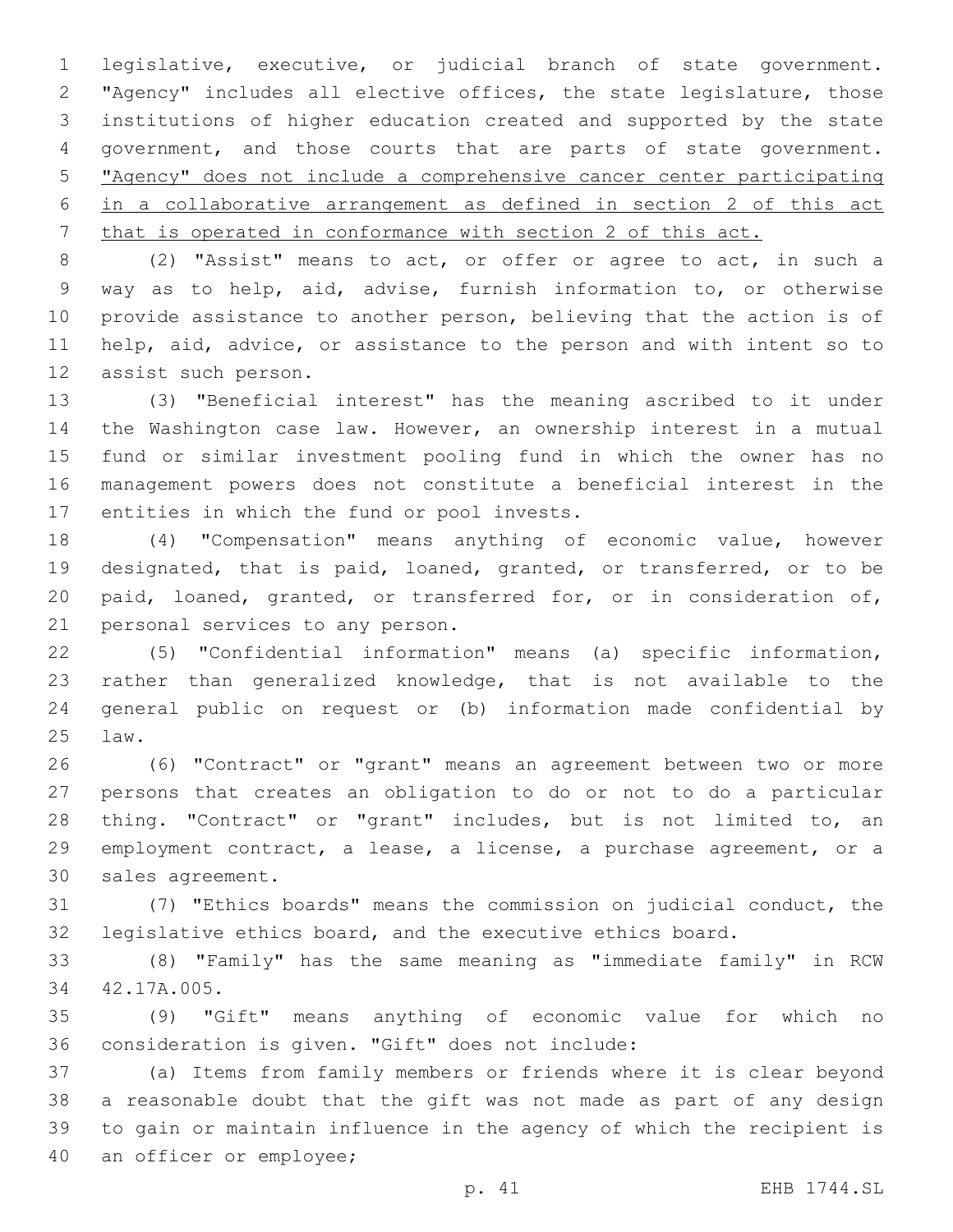legislative, executive, or judicial branch of state government. "Agency" includes all elective offices, the state legislature, those institutions of higher education created and supported by the state government, and those courts that are parts of state government. <u>"Agency" does not include a comprehensive cancer center participating in a collaborative arrangement as defined in section 2 of this act that is operated in conformance with section 2 of this act.</u>

(2) "Assist" means to act, or offer or agree to act, in such a way as to help, aid, advise, furnish information to, or otherwise provide assistance to another person, believing that the action is of help, aid, advice, or assistance to the person and with intent so to assist such person.

(3) "Beneficial interest" has the meaning ascribed to it under the Washington case law. However, an ownership interest in a mutual fund or similar investment pooling fund in which the owner has no management powers does not constitute a beneficial interest in the entities in which the fund or pool invests.

(4) "Compensation" means anything of economic value, however designated, that is paid, loaned, granted, or transferred, or to be paid, loaned, granted, or transferred for, or in consideration of, personal services to any person.

(5) "Confidential information" means (a) specific information, rather than generalized knowledge, that is not available to the general public on request or (b) information made confidential by law.

(6) "Contract" or "grant" means an agreement between two or more persons that creates an obligation to do or not to do a particular thing. "Contract" or "grant" includes, but is not limited to, an employment contract, a lease, a license, a purchase agreement, or a sales agreement.

(7) "Ethics boards" means the commission on judicial conduct, the legislative ethics board, and the executive ethics board.

(8) "Family" has the same meaning as "immediate family" in RCW 42.17A.005.

(9) "Gift" means anything of economic value for which no consideration is given. "Gift" does not include:

(a) Items from family members or friends where it is clear beyond a reasonable doubt that the gift was not made as part of any design to gain or maintain influence in the agency of which the recipient is an officer or employee;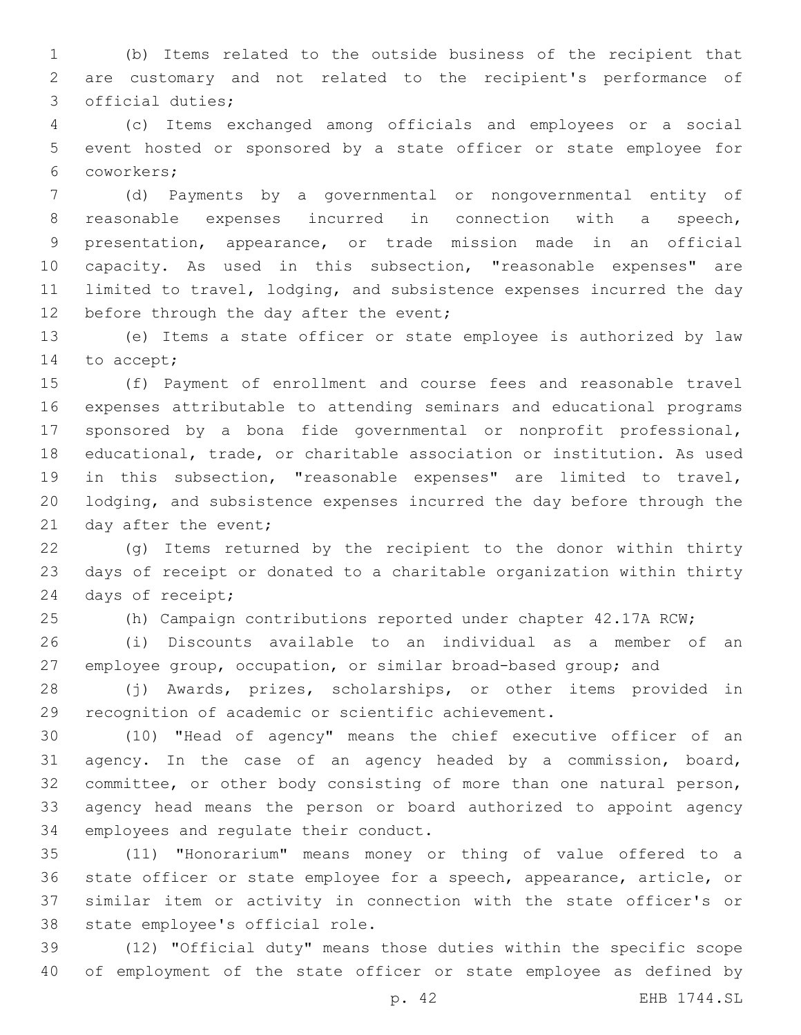(b) Items related to the outside business of the recipient that are customary and not related to the recipient's performance of official duties;

(c) Items exchanged among officials and employees or a social event hosted or sponsored by a state officer or state employee for coworkers;

(d) Payments by a governmental or nongovernmental entity of reasonable expenses incurred in connection with a speech, presentation, appearance, or trade mission made in an official capacity. As used in this subsection, "reasonable expenses" are limited to travel, lodging, and subsistence expenses incurred the day before through the day after the event;

(e) Items a state officer or state employee is authorized by law to accept;

(f) Payment of enrollment and course fees and reasonable travel expenses attributable to attending seminars and educational programs sponsored by a bona fide governmental or nonprofit professional, educational, trade, or charitable association or institution. As used in this subsection, "reasonable expenses" are limited to travel, lodging, and subsistence expenses incurred the day before through the day after the event;

(g) Items returned by the recipient to the donor within thirty days of receipt or donated to a charitable organization within thirty days of receipt;

(h) Campaign contributions reported under chapter 42.17A RCW;

(i) Discounts available to an individual as a member of an employee group, occupation, or similar broad-based group; and

(j) Awards, prizes, scholarships, or other items provided in recognition of academic or scientific achievement.

(10) "Head of agency" means the chief executive officer of an agency. In the case of an agency headed by a commission, board, committee, or other body consisting of more than one natural person, agency head means the person or board authorized to appoint agency employees and regulate their conduct.

(11) "Honorarium" means money or thing of value offered to a state officer or state employee for a speech, appearance, article, or similar item or activity in connection with the state officer's or state employee's official role.

(12) "Official duty" means those duties within the specific scope of employment of the state officer or state employee as defined by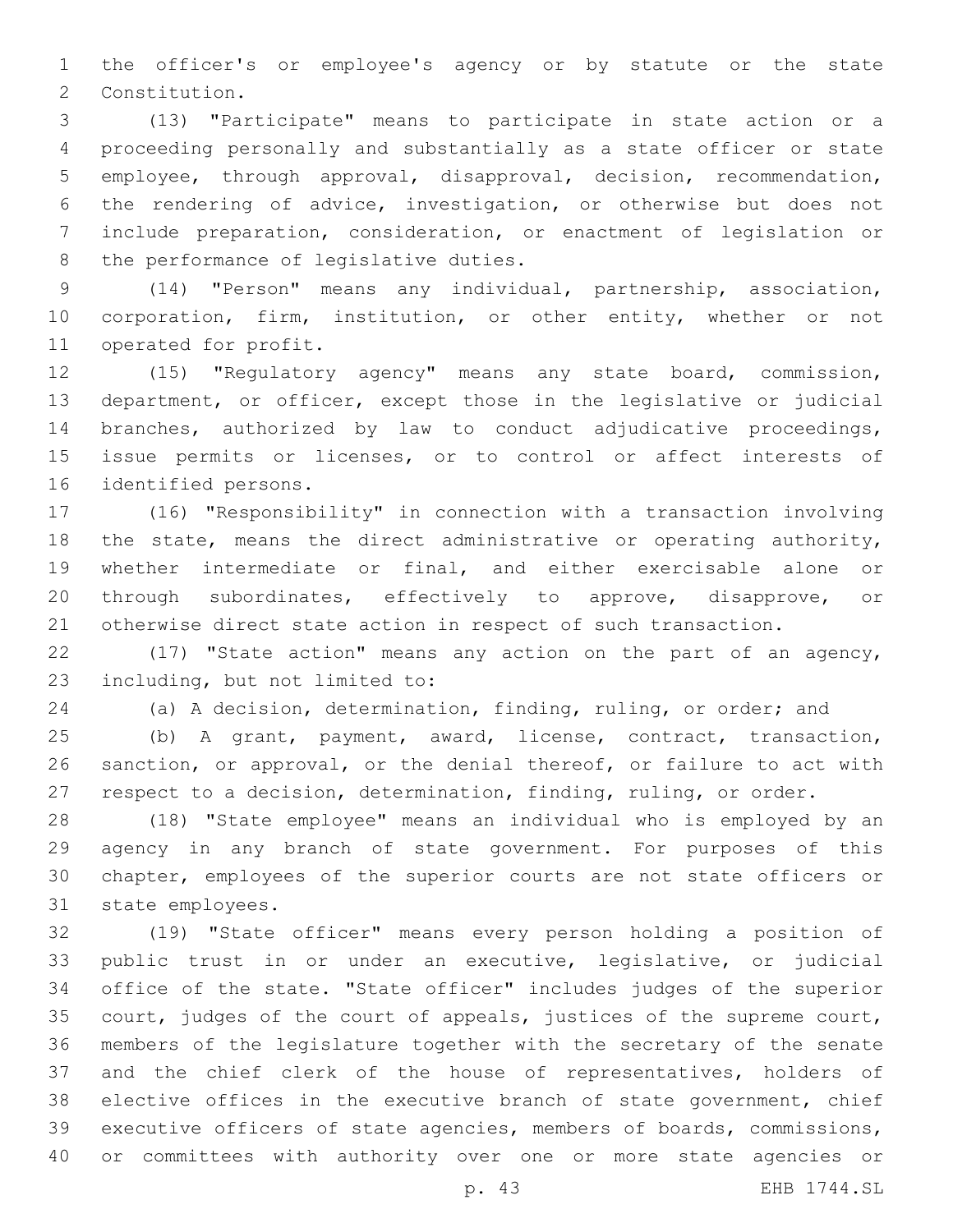the officer's or employee's agency or by statute or the state Constitution.

(13) "Participate" means to participate in state action or a proceeding personally and substantially as a state officer or state employee, through approval, disapproval, decision, recommendation, the rendering of advice, investigation, or otherwise but does not include preparation, consideration, or enactment of legislation or the performance of legislative duties.

(14) "Person" means any individual, partnership, association, corporation, firm, institution, or other entity, whether or not operated for profit.

(15) "Regulatory agency" means any state board, commission, department, or officer, except those in the legislative or judicial branches, authorized by law to conduct adjudicative proceedings, issue permits or licenses, or to control or affect interests of identified persons.

(16) "Responsibility" in connection with a transaction involving the state, means the direct administrative or operating authority, whether intermediate or final, and either exercisable alone or through subordinates, effectively to approve, disapprove, or otherwise direct state action in respect of such transaction.

(17) "State action" means any action on the part of an agency, including, but not limited to:

(a) A decision, determination, finding, ruling, or order; and

(b) A grant, payment, award, license, contract, transaction, sanction, or approval, or the denial thereof, or failure to act with respect to a decision, determination, finding, ruling, or order.

(18) "State employee" means an individual who is employed by an agency in any branch of state government. For purposes of this chapter, employees of the superior courts are not state officers or state employees.

(19) "State officer" means every person holding a position of public trust in or under an executive, legislative, or judicial office of the state. "State officer" includes judges of the superior court, judges of the court of appeals, justices of the supreme court, members of the legislature together with the secretary of the senate and the chief clerk of the house of representatives, holders of elective offices in the executive branch of state government, chief executive officers of state agencies, members of boards, commissions, or committees with authority over one or more state agencies or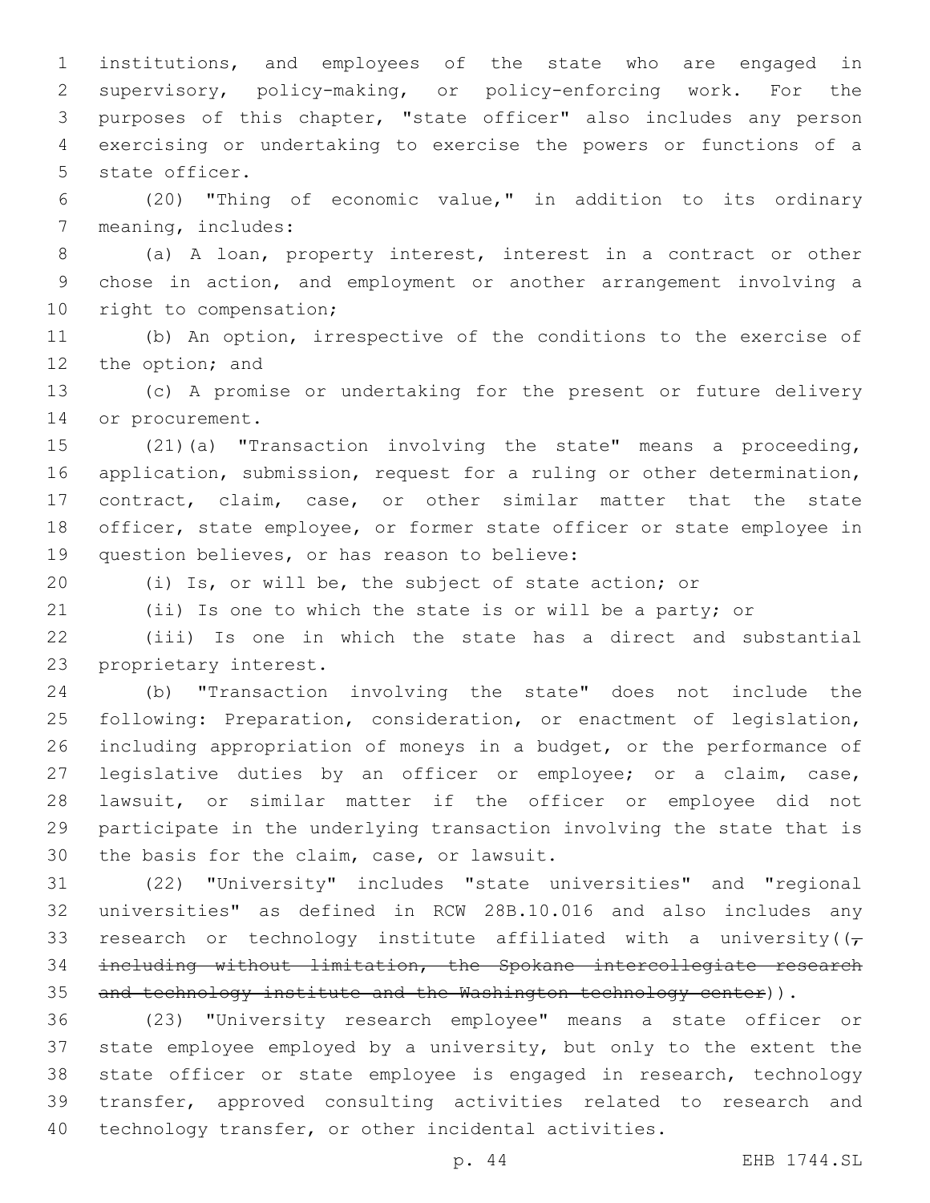institutions, and employees of the state who are engaged in supervisory, policy-making, or policy-enforcing work. For the purposes of this chapter, "state officer" also includes any person exercising or undertaking to exercise the powers or functions of a state officer.

(20) "Thing of economic value," in addition to its ordinary meaning, includes:

(a) A loan, property interest, interest in a contract or other chose in action, and employment or another arrangement involving a right to compensation;

(b) An option, irrespective of the conditions to the exercise of the option; and

(c) A promise or undertaking for the present or future delivery or procurement.

(21)(a) "Transaction involving the state" means a proceeding, application, submission, request for a ruling or other determination, contract, claim, case, or other similar matter that the state officer, state employee, or former state officer or state employee in question believes, or has reason to believe:

(i) Is, or will be, the subject of state action; or

(ii) Is one to which the state is or will be a party; or

(iii) Is one in which the state has a direct and substantial proprietary interest.

(b) "Transaction involving the state" does not include the following: Preparation, consideration, or enactment of legislation, including appropriation of moneys in a budget, or the performance of legislative duties by an officer or employee; or a claim, case, lawsuit, or similar matter if the officer or employee did not participate in the underlying transaction involving the state that is the basis for the claim, case, or lawsuit.

(22) "University" includes "state universities" and "regional universities" as defined in RCW 28B.10.016 and also includes any research or technology institute affiliated with a university((~~, including without limitation, the Spokane intercollegiate research and technology institute and the Washington technology center~~)).

(23) "University research employee" means a state officer or state employee employed by a university, but only to the extent the state officer or state employee is engaged in research, technology transfer, approved consulting activities related to research and technology transfer, or other incidental activities.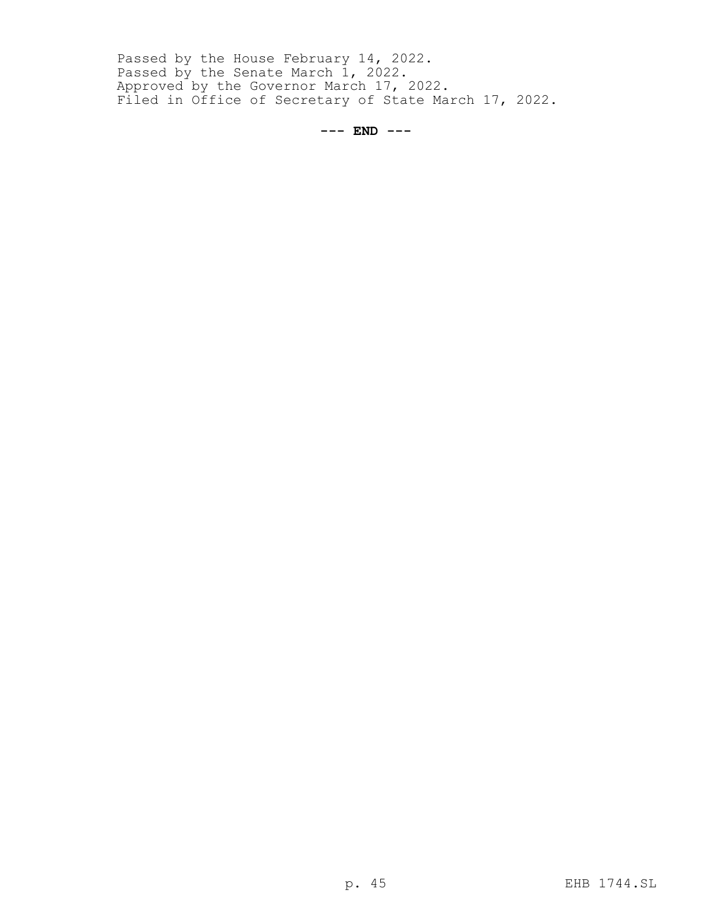Passed by the House February 14, 2022.
Passed by the Senate March 1, 2022.
Approved by the Governor March 17, 2022.
Filed in Office of Secretary of State March 17, 2022.

**--- END ---**